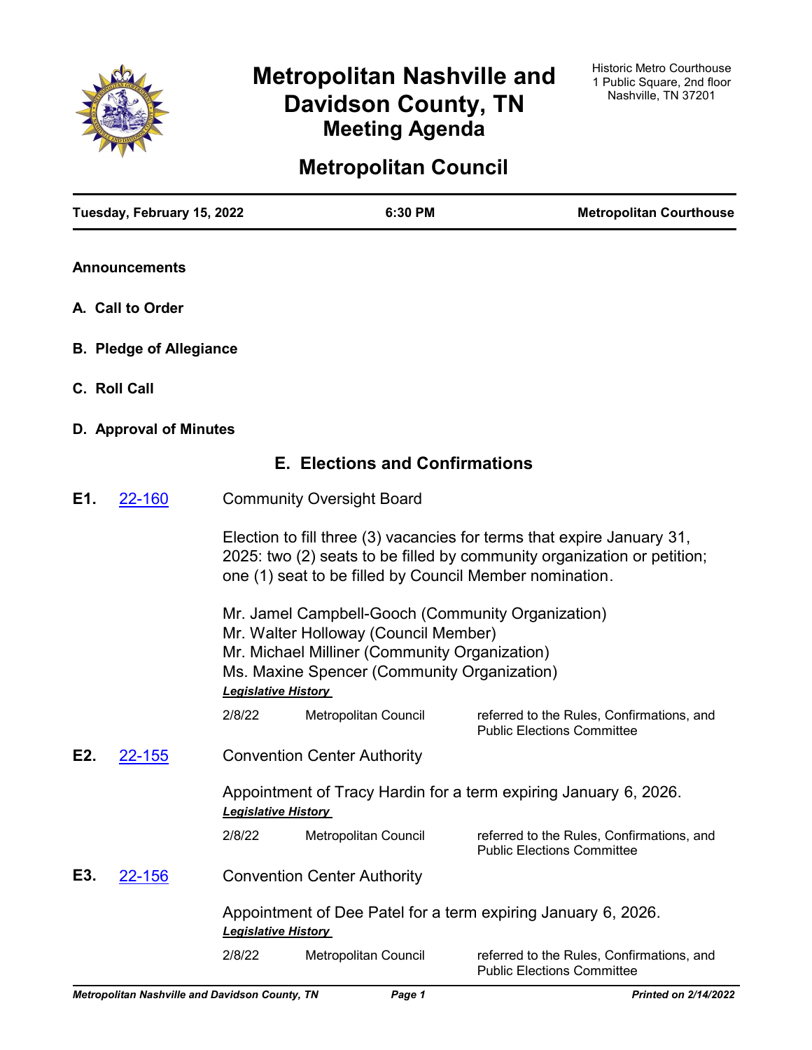# Metropolitan Nashville and Davidson County, TN
## Meeting Agenda

Historic Metro Courthouse
1 Public Square, 2nd floor
Nashville, TN 37201

# Metropolitan Council

| Tuesday, February 15, 2022 | 6:30 PM | Metropolitan Courthouse |
|---|---|---|

**Announcements**

**A. Call to Order**

**B. Pledge of Allegiance**

**C. Roll Call**

**D. Approval of Minutes**

## E. Elections and Confirmations

**E1.** 22-160 Community Oversight Board

Election to fill three (3) vacancies for terms that expire January 31, 2025: two (2) seats to be filled by community organization or petition; one (1) seat to be filled by Council Member nomination.

Mr. Jamel Campbell-Gooch (Community Organization)
Mr. Walter Holloway (Council Member)
Mr. Michael Milliner (Community Organization)
Ms. Maxine Spencer (Community Organization)

***Legislative History***

| 2/8/22 | Metropolitan Council | referred to the Rules, Confirmations, and Public Elections Committee |
|---|---|---|

**E2.** 22-155 Convention Center Authority

Appointment of Tracy Hardin for a term expiring January 6, 2026.

***Legislative History***

| 2/8/22 | Metropolitan Council | referred to the Rules, Confirmations, and Public Elections Committee |
|---|---|---|

**E3.** 22-156 Convention Center Authority

Appointment of Dee Patel for a term expiring January 6, 2026.

***Legislative History***

| 2/8/22 | Metropolitan Council | referred to the Rules, Confirmations, and Public Elections Committee |
|---|---|---|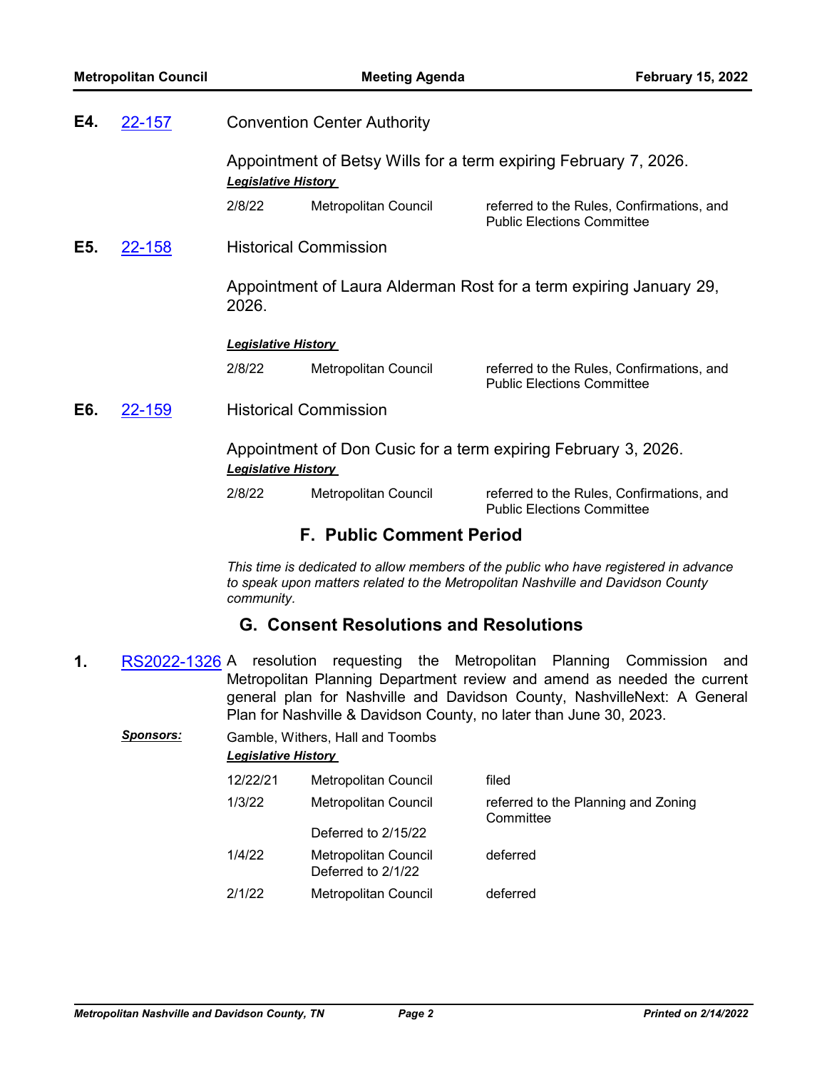**E4.** [22-157](22-157) Convention Center Authority

Appointment of Betsy Wills for a term expiring February 7, 2026.

***Legislative History***

| | | |
|---|---|---|
| 2/8/22 | Metropolitan Council | referred to the Rules, Confirmations, and Public Elections Committee |

**E5.** [22-158](22-158) Historical Commission

Appointment of Laura Alderman Rost for a term expiring January 29, 2026.

***Legislative History***

| | | |
|---|---|---|
| 2/8/22 | Metropolitan Council | referred to the Rules, Confirmations, and Public Elections Committee |

**E6.** [22-159](22-159) Historical Commission

Appointment of Don Cusic for a term expiring February 3, 2026.

***Legislative History***

| | | |
|---|---|---|
| 2/8/22 | Metropolitan Council | referred to the Rules, Confirmations, and Public Elections Committee |

## F. Public Comment Period

*This time is dedicated to allow members of the public who have registered in advance to speak upon matters related to the Metropolitan Nashville and Davidson County community.*

## G. Consent Resolutions and Resolutions

**1.** [RS2022-1326](RS2022-1326) A resolution requesting the Metropolitan Planning Commission and Metropolitan Planning Department review and amend as needed the current general plan for Nashville and Davidson County, NashvilleNext: A General Plan for Nashville & Davidson County, no later than June 30, 2023.

***Sponsors:*** Gamble, Withers, Hall and Toombs

***Legislative History***

| | | |
|---|---|---|
| 12/22/21 | Metropolitan Council | filed |
| 1/3/22 | Metropolitan Council<br>Deferred to 2/15/22 | referred to the Planning and Zoning Committee |
| 1/4/22 | Metropolitan Council<br>Deferred to 2/1/22 | deferred |
| 2/1/22 | Metropolitan Council | deferred |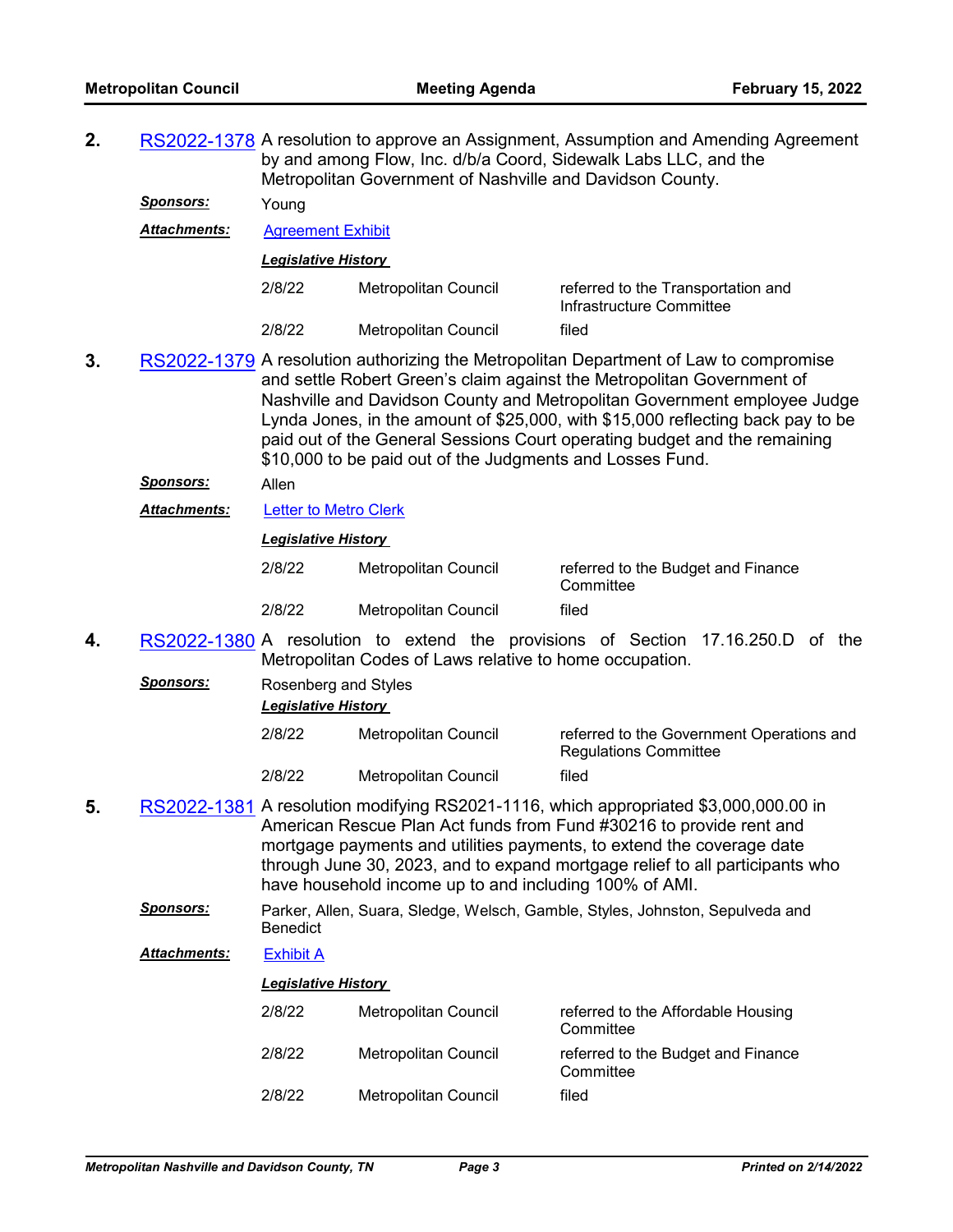**2.** RS2022-1378 A resolution to approve an Assignment, Assumption and Amending Agreement by and among Flow, Inc. d/b/a Coord, Sidewalk Labs LLC, and the Metropolitan Government of Nashville and Davidson County.

***Sponsors:*** Young

***Attachments:*** Agreement Exhibit

***Legislative History***

| | | |
|---|---|---|
| 2/8/22 | Metropolitan Council | referred to the Transportation and Infrastructure Committee |
| 2/8/22 | Metropolitan Council | filed |

**3.** RS2022-1379 A resolution authorizing the Metropolitan Department of Law to compromise and settle Robert Green's claim against the Metropolitan Government of Nashville and Davidson County and Metropolitan Government employee Judge Lynda Jones, in the amount of $25,000, with $15,000 reflecting back pay to be paid out of the General Sessions Court operating budget and the remaining $10,000 to be paid out of the Judgments and Losses Fund.

***Sponsors:*** Allen

***Attachments:*** Letter to Metro Clerk

***Legislative History***

| | | |
|---|---|---|
| 2/8/22 | Metropolitan Council | referred to the Budget and Finance Committee |
| 2/8/22 | Metropolitan Council | filed |

**4.** RS2022-1380 A resolution to extend the provisions of Section 17.16.250.D of the Metropolitan Codes of Laws relative to home occupation.

***Sponsors:*** Rosenberg and Styles

***Legislative History***

| | | |
|---|---|---|
| 2/8/22 | Metropolitan Council | referred to the Government Operations and Regulations Committee |
| 2/8/22 | Metropolitan Council | filed |

**5.** RS2022-1381 A resolution modifying RS2021-1116, which appropriated $3,000,000.00 in American Rescue Plan Act funds from Fund #30216 to provide rent and mortgage payments and utilities payments, to extend the coverage date through June 30, 2023, and to expand mortgage relief to all participants who have household income up to and including 100% of AMI.

***Sponsors:*** Parker, Allen, Suara, Sledge, Welsch, Gamble, Styles, Johnston, Sepulveda and Benedict

***Attachments:*** Exhibit A

***Legislative History***

| | | |
|---|---|---|
| 2/8/22 | Metropolitan Council | referred to the Affordable Housing Committee |
| 2/8/22 | Metropolitan Council | referred to the Budget and Finance Committee |
| 2/8/22 | Metropolitan Council | filed |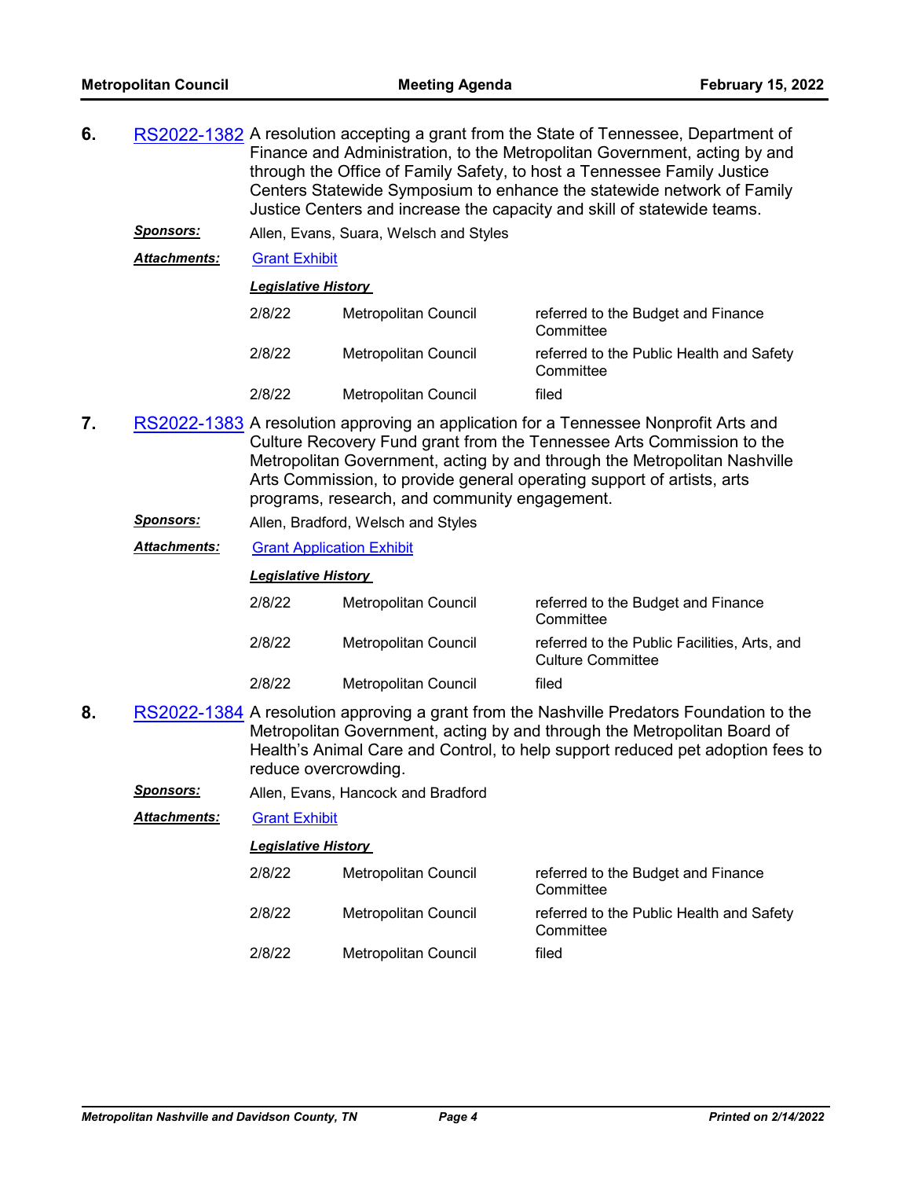**6.** RS2022-1382 A resolution accepting a grant from the State of Tennessee, Department of Finance and Administration, to the Metropolitan Government, acting by and through the Office of Family Safety, to host a Tennessee Family Justice Centers Statewide Symposium to enhance the statewide network of Family Justice Centers and increase the capacity and skill of statewide teams.

***Sponsors:*** Allen, Evans, Suara, Welsch and Styles

***Attachments:*** Grant Exhibit

***Legislative History***

| | | |
|---|---|---|
| 2/8/22 | Metropolitan Council | referred to the Budget and Finance Committee |
| 2/8/22 | Metropolitan Council | referred to the Public Health and Safety Committee |
| 2/8/22 | Metropolitan Council | filed |

**7.** RS2022-1383 A resolution approving an application for a Tennessee Nonprofit Arts and Culture Recovery Fund grant from the Tennessee Arts Commission to the Metropolitan Government, acting by and through the Metropolitan Nashville Arts Commission, to provide general operating support of artists, arts programs, research, and community engagement.

***Sponsors:*** Allen, Bradford, Welsch and Styles

***Attachments:*** Grant Application Exhibit

***Legislative History***

| | | |
|---|---|---|
| 2/8/22 | Metropolitan Council | referred to the Budget and Finance Committee |
| 2/8/22 | Metropolitan Council | referred to the Public Facilities, Arts, and Culture Committee |
| 2/8/22 | Metropolitan Council | filed |

**8.** RS2022-1384 A resolution approving a grant from the Nashville Predators Foundation to the Metropolitan Government, acting by and through the Metropolitan Board of Health's Animal Care and Control, to help support reduced pet adoption fees to reduce overcrowding.

***Sponsors:*** Allen, Evans, Hancock and Bradford

***Attachments:*** Grant Exhibit

***Legislative History***

| | | |
|---|---|---|
| 2/8/22 | Metropolitan Council | referred to the Budget and Finance Committee |
| 2/8/22 | Metropolitan Council | referred to the Public Health and Safety Committee |
| 2/8/22 | Metropolitan Council | filed |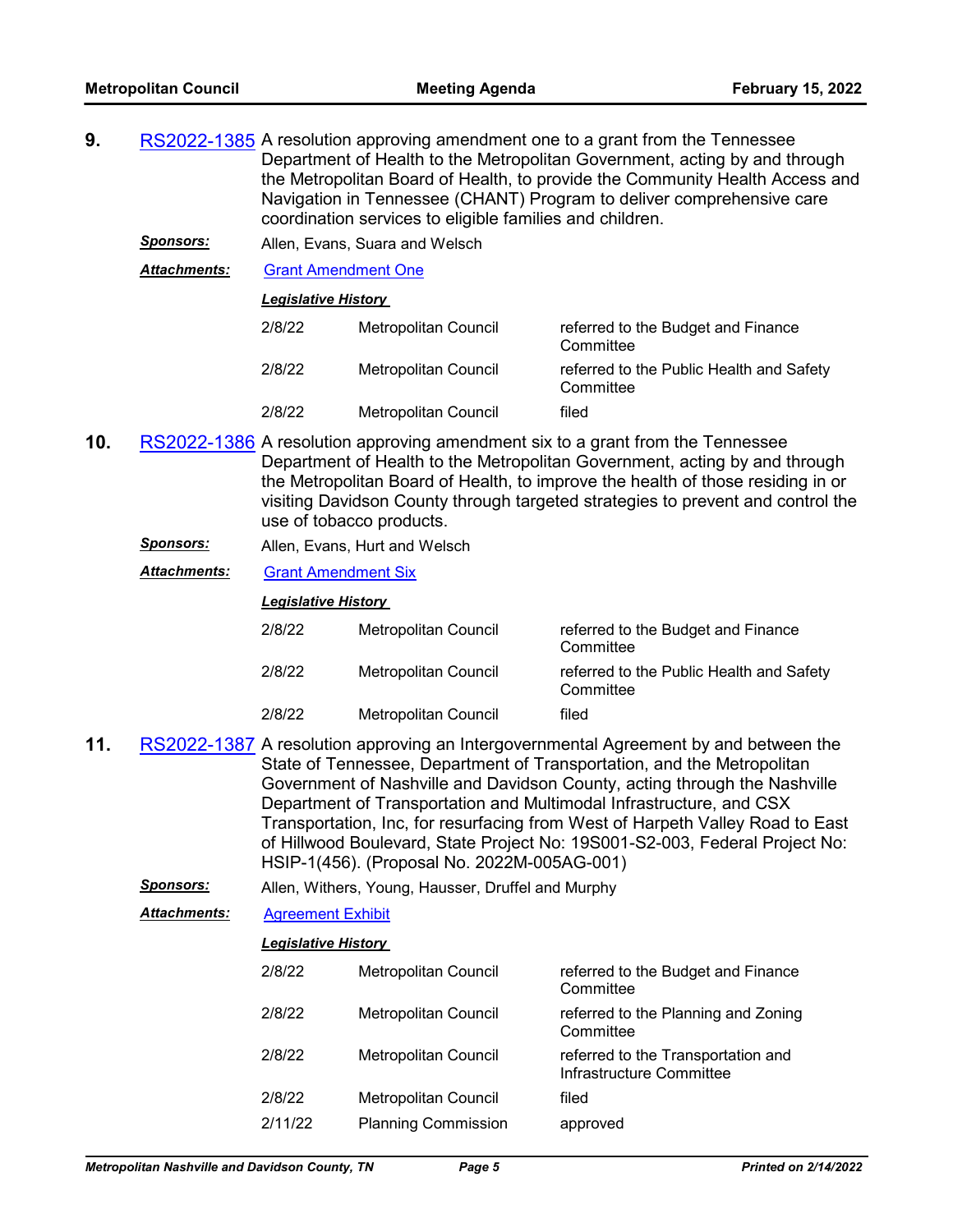**9.** RS2022-1385 A resolution approving amendment one to a grant from the Tennessee Department of Health to the Metropolitan Government, acting by and through the Metropolitan Board of Health, to provide the Community Health Access and Navigation in Tennessee (CHANT) Program to deliver comprehensive care coordination services to eligible families and children.

***Sponsors:*** Allen, Evans, Suara and Welsch

***Attachments:*** Grant Amendment One

***Legislative History***

| | | |
|---|---|---|
| 2/8/22 | Metropolitan Council | referred to the Budget and Finance Committee |
| 2/8/22 | Metropolitan Council | referred to the Public Health and Safety Committee |
| 2/8/22 | Metropolitan Council | filed |

**10.** RS2022-1386 A resolution approving amendment six to a grant from the Tennessee Department of Health to the Metropolitan Government, acting by and through the Metropolitan Board of Health, to improve the health of those residing in or visiting Davidson County through targeted strategies to prevent and control the use of tobacco products.

***Sponsors:*** Allen, Evans, Hurt and Welsch

***Attachments:*** Grant Amendment Six

***Legislative History***

| | | |
|---|---|---|
| 2/8/22 | Metropolitan Council | referred to the Budget and Finance Committee |
| 2/8/22 | Metropolitan Council | referred to the Public Health and Safety Committee |
| 2/8/22 | Metropolitan Council | filed |

**11.** RS2022-1387 A resolution approving an Intergovernmental Agreement by and between the State of Tennessee, Department of Transportation, and the Metropolitan Government of Nashville and Davidson County, acting through the Nashville Department of Transportation and Multimodal Infrastructure, and CSX Transportation, Inc, for resurfacing from West of Harpeth Valley Road to East of Hillwood Boulevard, State Project No: 19S001-S2-003, Federal Project No: HSIP-1(456). (Proposal No. 2022M-005AG-001)

***Sponsors:*** Allen, Withers, Young, Hausser, Druffel and Murphy

***Attachments:*** Agreement Exhibit

***Legislative History***

| | | |
|---|---|---|
| 2/8/22 | Metropolitan Council | referred to the Budget and Finance Committee |
| 2/8/22 | Metropolitan Council | referred to the Planning and Zoning Committee |
| 2/8/22 | Metropolitan Council | referred to the Transportation and Infrastructure Committee |
| 2/8/22 | Metropolitan Council | filed |
| 2/11/22 | Planning Commission | approved |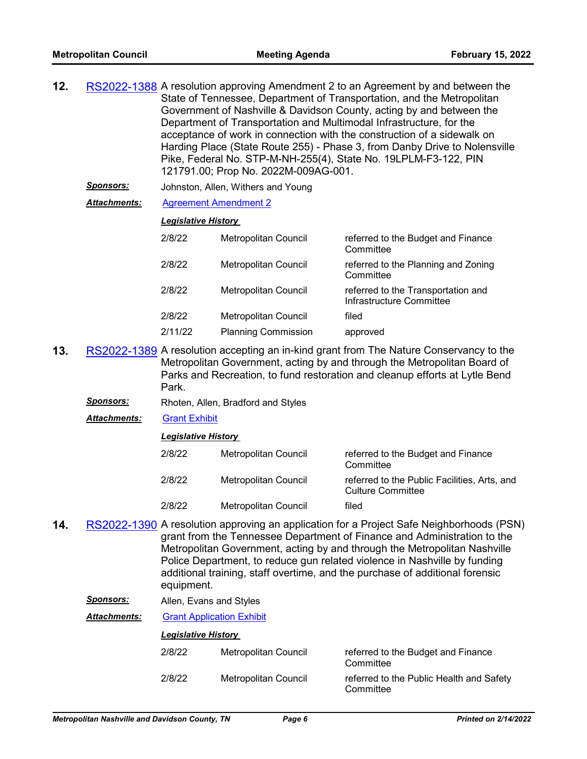**12.** RS2022-1388 A resolution approving Amendment 2 to an Agreement by and between the State of Tennessee, Department of Transportation, and the Metropolitan Government of Nashville & Davidson County, acting by and between the Department of Transportation and Multimodal Infrastructure, for the acceptance of work in connection with the construction of a sidewalk on Harding Place (State Route 255) - Phase 3, from Danby Drive to Nolensville Pike, Federal No. STP-M-NH-255(4), State No. 19LPLM-F3-122, PIN 121791.00; Prop No. 2022M-009AG-001.

***Sponsors:*** Johnston, Allen, Withers and Young

***Attachments:*** Agreement Amendment 2

***Legislative History***

| | | |
|---|---|---|
| 2/8/22 | Metropolitan Council | referred to the Budget and Finance Committee |
| 2/8/22 | Metropolitan Council | referred to the Planning and Zoning Committee |
| 2/8/22 | Metropolitan Council | referred to the Transportation and Infrastructure Committee |
| 2/8/22 | Metropolitan Council | filed |
| 2/11/22 | Planning Commission | approved |

**13.** RS2022-1389 A resolution accepting an in-kind grant from The Nature Conservancy to the Metropolitan Government, acting by and through the Metropolitan Board of Parks and Recreation, to fund restoration and cleanup efforts at Lytle Bend Park.

***Sponsors:*** Rhoten, Allen, Bradford and Styles

***Attachments:*** Grant Exhibit

***Legislative History***

| | | |
|---|---|---|
| 2/8/22 | Metropolitan Council | referred to the Budget and Finance Committee |
| 2/8/22 | Metropolitan Council | referred to the Public Facilities, Arts, and Culture Committee |
| 2/8/22 | Metropolitan Council | filed |

**14.** RS2022-1390 A resolution approving an application for a Project Safe Neighborhoods (PSN) grant from the Tennessee Department of Finance and Administration to the Metropolitan Government, acting by and through the Metropolitan Nashville Police Department, to reduce gun related violence in Nashville by funding additional training, staff overtime, and the purchase of additional forensic equipment.

***Sponsors:*** Allen, Evans and Styles

***Attachments:*** Grant Application Exhibit

***Legislative History***

| | | |
|---|---|---|
| 2/8/22 | Metropolitan Council | referred to the Budget and Finance Committee |
| 2/8/22 | Metropolitan Council | referred to the Public Health and Safety Committee |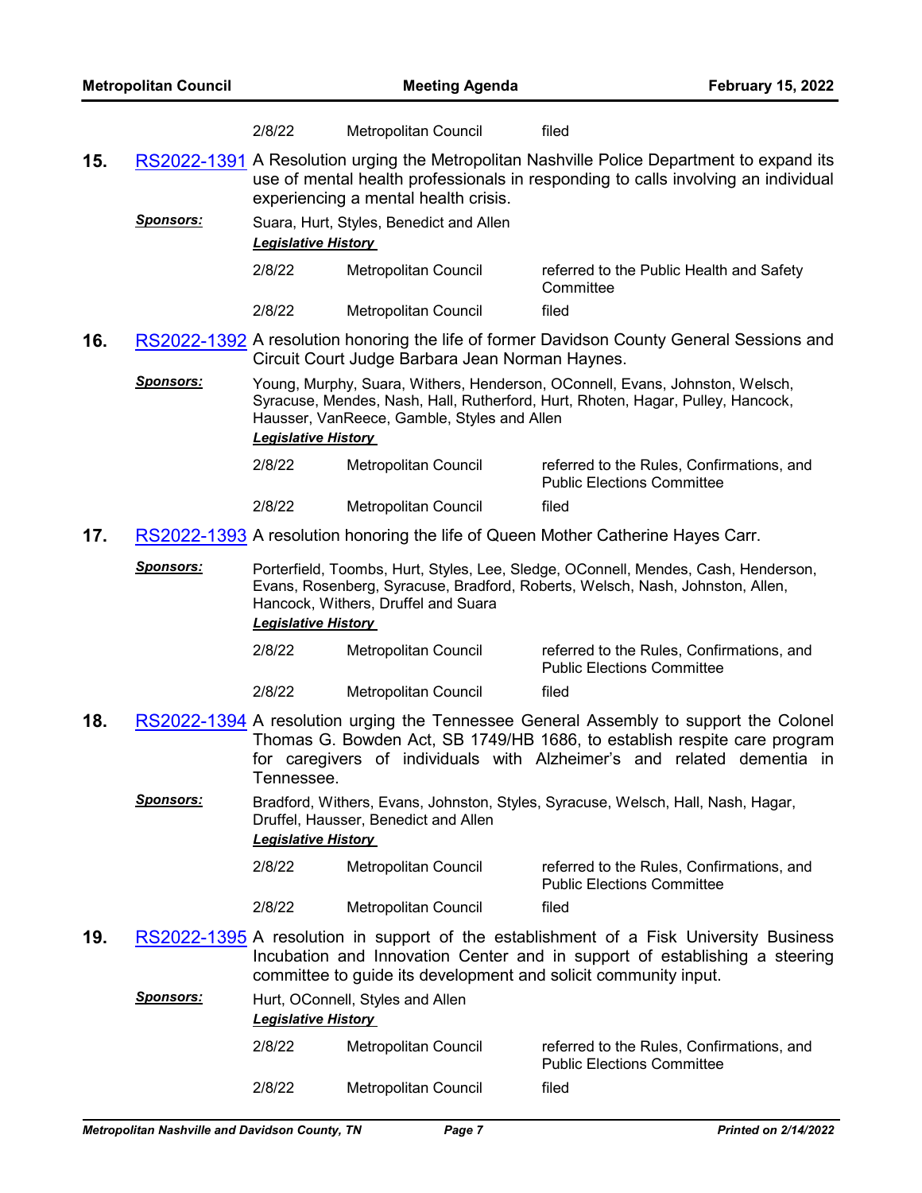| | | |
|---|---|---|
| 2/8/22 | Metropolitan Council | filed |

**15.** RS2022-1391 A Resolution urging the Metropolitan Nashville Police Department to expand its use of mental health professionals in responding to calls involving an individual experiencing a mental health crisis.

***Sponsors:*** Suara, Hurt, Styles, Benedict and Allen

***Legislative History***

| | | |
|---|---|---|
| 2/8/22 | Metropolitan Council | referred to the Public Health and Safety Committee |
| 2/8/22 | Metropolitan Council | filed |

**16.** RS2022-1392 A resolution honoring the life of former Davidson County General Sessions and Circuit Court Judge Barbara Jean Norman Haynes.

***Sponsors:*** Young, Murphy, Suara, Withers, Henderson, OConnell, Evans, Johnston, Welsch, Syracuse, Mendes, Nash, Hall, Rutherford, Hurt, Rhoten, Hagar, Pulley, Hancock, Hausser, VanReece, Gamble, Styles and Allen

***Legislative History***

| | | |
|---|---|---|
| 2/8/22 | Metropolitan Council | referred to the Rules, Confirmations, and Public Elections Committee |
| 2/8/22 | Metropolitan Council | filed |

**17.** RS2022-1393 A resolution honoring the life of Queen Mother Catherine Hayes Carr.

***Sponsors:*** Porterfield, Toombs, Hurt, Styles, Lee, Sledge, OConnell, Mendes, Cash, Henderson, Evans, Rosenberg, Syracuse, Bradford, Roberts, Welsch, Nash, Johnston, Allen, Hancock, Withers, Druffel and Suara

***Legislative History***

| | | |
|---|---|---|
| 2/8/22 | Metropolitan Council | referred to the Rules, Confirmations, and Public Elections Committee |
| 2/8/22 | Metropolitan Council | filed |

**18.** RS2022-1394 A resolution urging the Tennessee General Assembly to support the Colonel Thomas G. Bowden Act, SB 1749/HB 1686, to establish respite care program for caregivers of individuals with Alzheimer's and related dementia in Tennessee.

***Sponsors:*** Bradford, Withers, Evans, Johnston, Styles, Syracuse, Welsch, Hall, Nash, Hagar, Druffel, Hausser, Benedict and Allen

***Legislative History***

| | | |
|---|---|---|
| 2/8/22 | Metropolitan Council | referred to the Rules, Confirmations, and Public Elections Committee |
| 2/8/22 | Metropolitan Council | filed |

**19.** RS2022-1395 A resolution in support of the establishment of a Fisk University Business Incubation and Innovation Center and in support of establishing a steering committee to guide its development and solicit community input.

***Sponsors:*** Hurt, OConnell, Styles and Allen

***Legislative History***

| | | |
|---|---|---|
| 2/8/22 | Metropolitan Council | referred to the Rules, Confirmations, and Public Elections Committee |
| 2/8/22 | Metropolitan Council | filed |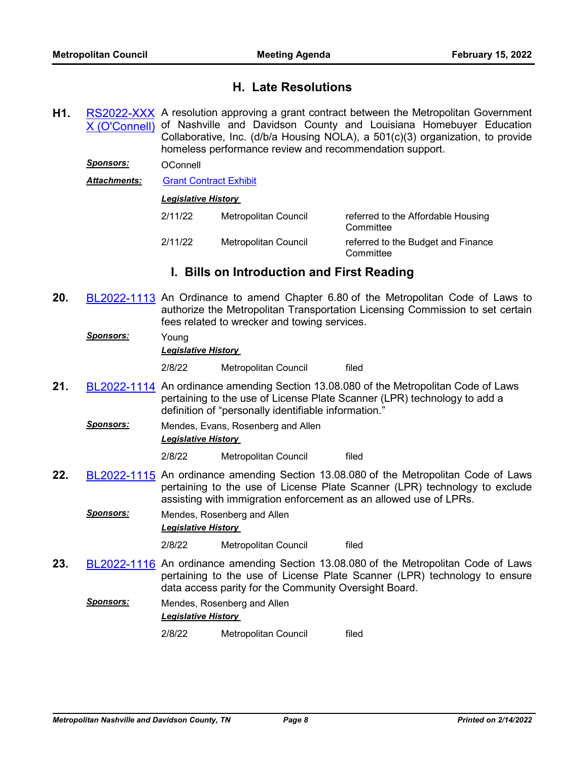## H. Late Resolutions

**H1.** RS2022-XXXX (O'Connell) A resolution approving a grant contract between the Metropolitan Government of Nashville and Davidson County and Louisiana Homebuyer Education Collaborative, Inc. (d/b/a Housing NOLA), a 501(c)(3) organization, to provide homeless performance review and recommendation support.

***Sponsors:*** OConnell

***Attachments:*** Grant Contract Exhibit

***Legislative History***

| | | |
|---|---|---|
| 2/11/22 | Metropolitan Council | referred to the Affordable Housing Committee |
| 2/11/22 | Metropolitan Council | referred to the Budget and Finance Committee |

## I. Bills on Introduction and First Reading

**20.** BL2022-1113 An Ordinance to amend Chapter 6.80 of the Metropolitan Code of Laws to authorize the Metropolitan Transportation Licensing Commission to set certain fees related to wrecker and towing services.

***Sponsors:*** Young

***Legislative History***

| | | |
|---|---|---|
| 2/8/22 | Metropolitan Council | filed |

**21.** BL2022-1114 An ordinance amending Section 13.08.080 of the Metropolitan Code of Laws pertaining to the use of License Plate Scanner (LPR) technology to add a definition of "personally identifiable information."

***Sponsors:*** Mendes, Evans, Rosenberg and Allen

***Legislative History***

| | | |
|---|---|---|
| 2/8/22 | Metropolitan Council | filed |

**22.** BL2022-1115 An ordinance amending Section 13.08.080 of the Metropolitan Code of Laws pertaining to the use of License Plate Scanner (LPR) technology to exclude assisting with immigration enforcement as an allowed use of LPRs.

***Sponsors:*** Mendes, Rosenberg and Allen

***Legislative History***

| | | |
|---|---|---|
| 2/8/22 | Metropolitan Council | filed |

**23.** BL2022-1116 An ordinance amending Section 13.08.080 of the Metropolitan Code of Laws pertaining to the use of License Plate Scanner (LPR) technology to ensure data access parity for the Community Oversight Board.

***Sponsors:*** Mendes, Rosenberg and Allen

***Legislative History***

| | | |
|---|---|---|
| 2/8/22 | Metropolitan Council | filed |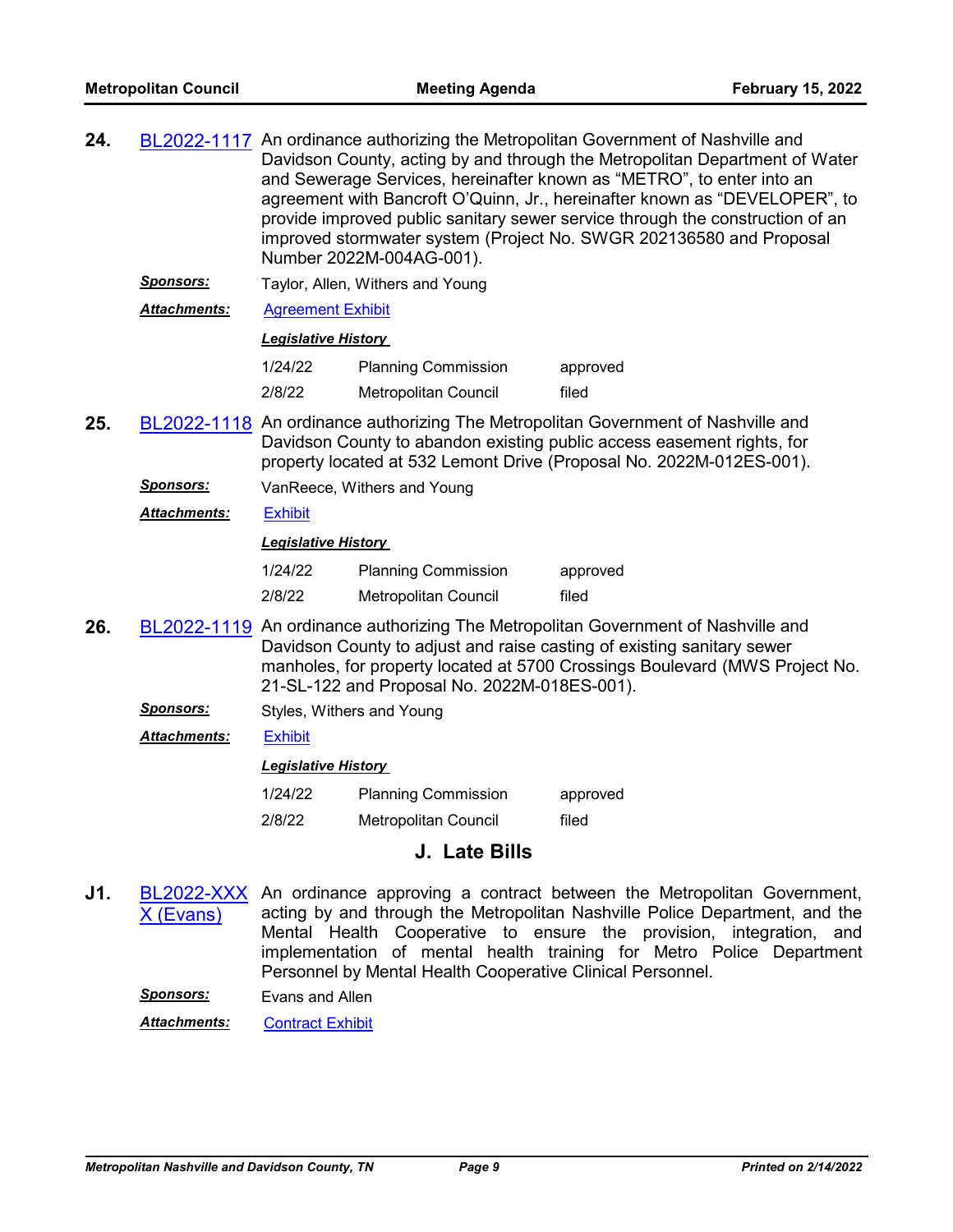**24.** BL2022-1117 An ordinance authorizing the Metropolitan Government of Nashville and Davidson County, acting by and through the Metropolitan Department of Water and Sewerage Services, hereinafter known as "METRO", to enter into an agreement with Bancroft O'Quinn, Jr., hereinafter known as "DEVELOPER", to provide improved public sanitary sewer service through the construction of an improved stormwater system (Project No. SWGR 202136580 and Proposal Number 2022M-004AG-001).

***Sponsors:*** Taylor, Allen, Withers and Young

***Attachments:*** Agreement Exhibit

***Legislative History***

| | | |
|---|---|---|
| 1/24/22 | Planning Commission | approved |
| 2/8/22 | Metropolitan Council | filed |

**25.** BL2022-1118 An ordinance authorizing The Metropolitan Government of Nashville and Davidson County to abandon existing public access easement rights, for property located at 532 Lemont Drive (Proposal No. 2022M-012ES-001).

***Sponsors:*** VanReece, Withers and Young

***Attachments:*** Exhibit

***Legislative History***

| | | |
|---|---|---|
| 1/24/22 | Planning Commission | approved |
| 2/8/22 | Metropolitan Council | filed |

**26.** BL2022-1119 An ordinance authorizing The Metropolitan Government of Nashville and Davidson County to adjust and raise casting of existing sanitary sewer manholes, for property located at 5700 Crossings Boulevard (MWS Project No. 21-SL-122 and Proposal No. 2022M-018ES-001).

***Sponsors:*** Styles, Withers and Young

***Attachments:*** Exhibit

***Legislative History***

| | | |
|---|---|---|
| 1/24/22 | Planning Commission | approved |
| 2/8/22 | Metropolitan Council | filed |

## J. Late Bills

**J1.** BL2022-XXXX (Evans) An ordinance approving a contract between the Metropolitan Government, acting by and through the Metropolitan Nashville Police Department, and the Mental Health Cooperative to ensure the provision, integration, and implementation of mental health training for Metro Police Department Personnel by Mental Health Cooperative Clinical Personnel.

***Sponsors:*** Evans and Allen

***Attachments:*** Contract Exhibit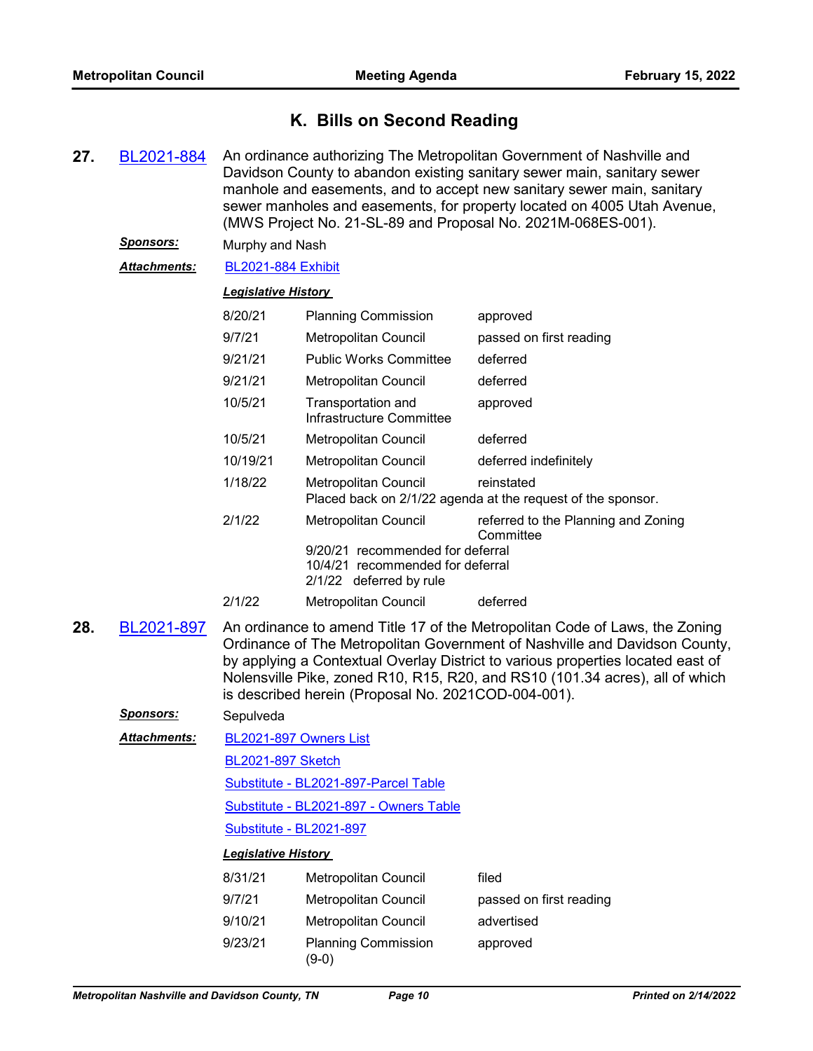## K. Bills on Second Reading

**27.** BL2021-884 An ordinance authorizing The Metropolitan Government of Nashville and Davidson County to abandon existing sanitary sewer main, sanitary sewer manhole and easements, and to accept new sanitary sewer main, sanitary sewer manholes and easements, for property located on 4005 Utah Avenue, (MWS Project No. 21-SL-89 and Proposal No. 2021M-068ES-001).

***Sponsors:*** Murphy and Nash

***Attachments:*** BL2021-884 Exhibit

***Legislative History***

| | | |
|---|---|---|
| 8/20/21 | Planning Commission | approved |
| 9/7/21 | Metropolitan Council | passed on first reading |
| 9/21/21 | Public Works Committee | deferred |
| 9/21/21 | Metropolitan Council | deferred |
| 10/5/21 | Transportation and Infrastructure Committee | approved |
| 10/5/21 | Metropolitan Council | deferred |
| 10/19/21 | Metropolitan Council | deferred indefinitely |
| 1/18/22 | Metropolitan Council | reinstated |

Placed back on 2/1/22 agenda at the request of the sponsor.

| | | |
|---|---|---|
| 2/1/22 | Metropolitan Council | referred to the Planning and Zoning Committee |

9/20/21 recommended for deferral
10/4/21 recommended for deferral
2/1/22 deferred by rule

| | | |
|---|---|---|
| 2/1/22 | Metropolitan Council | deferred |

**28.** BL2021-897 An ordinance to amend Title 17 of the Metropolitan Code of Laws, the Zoning Ordinance of The Metropolitan Government of Nashville and Davidson County, by applying a Contextual Overlay District to various properties located east of Nolensville Pike, zoned R10, R15, R20, and RS10 (101.34 acres), all of which is described herein (Proposal No. 2021COD-004-001).

***Sponsors:*** Sepulveda

***Attachments:*** BL2021-897 Owners List

BL2021-897 Sketch

Substitute - BL2021-897-Parcel Table

Substitute - BL2021-897 - Owners Table

Substitute - BL2021-897

***Legislative History***

| | | |
|---|---|---|
| 8/31/21 | Metropolitan Council | filed |
| 9/7/21 | Metropolitan Council | passed on first reading |
| 9/10/21 | Metropolitan Council | advertised |
| 9/23/21 | Planning Commission (9-0) | approved |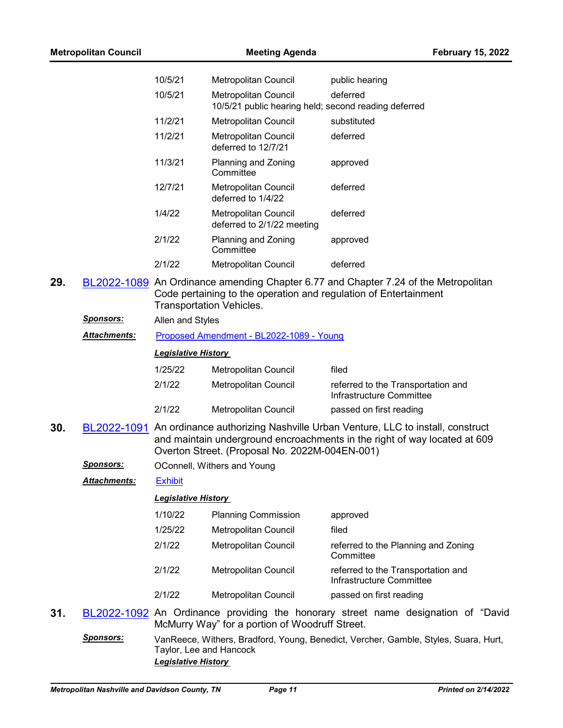| | | |
|---|---|---|
| 10/5/21 | Metropolitan Council | public hearing |
| 10/5/21 | Metropolitan Council<br>10/5/21 public hearing held; second reading deferred | deferred |
| 11/2/21 | Metropolitan Council | substituted |
| 11/2/21 | Metropolitan Council<br>deferred to 12/7/21 | deferred |
| 11/3/21 | Planning and Zoning Committee | approved |
| 12/7/21 | Metropolitan Council<br>deferred to 1/4/22 | deferred |
| 1/4/22 | Metropolitan Council<br>deferred to 2/1/22 meeting | deferred |
| 2/1/22 | Planning and Zoning Committee | approved |
| 2/1/22 | Metropolitan Council | deferred |

**29.** BL2022-1089 An Ordinance amending Chapter 6.77 and Chapter 7.24 of the Metropolitan Code pertaining to the operation and regulation of Entertainment Transportation Vehicles.

***Sponsors:*** Allen and Styles

***Attachments:*** Proposed Amendment - BL2022-1089 - Young

***Legislative History***

| | | |
|---|---|---|
| 1/25/22 | Metropolitan Council | filed |
| 2/1/22 | Metropolitan Council | referred to the Transportation and Infrastructure Committee |
| 2/1/22 | Metropolitan Council | passed on first reading |

**30.** BL2022-1091 An ordinance authorizing Nashville Urban Venture, LLC to install, construct and maintain underground encroachments in the right of way located at 609 Overton Street. (Proposal No. 2022M-004EN-001)

***Sponsors:*** OConnell, Withers and Young

***Attachments:*** Exhibit

***Legislative History***

| | | |
|---|---|---|
| 1/10/22 | Planning Commission | approved |
| 1/25/22 | Metropolitan Council | filed |
| 2/1/22 | Metropolitan Council | referred to the Planning and Zoning Committee |
| 2/1/22 | Metropolitan Council | referred to the Transportation and Infrastructure Committee |
| 2/1/22 | Metropolitan Council | passed on first reading |

**31.** BL2022-1092 An Ordinance providing the honorary street name designation of "David McMurry Way" for a portion of Woodruff Street.

***Sponsors:*** VanReece, Withers, Bradford, Young, Benedict, Vercher, Gamble, Styles, Suara, Hurt, Taylor, Lee and Hancock

***Legislative History***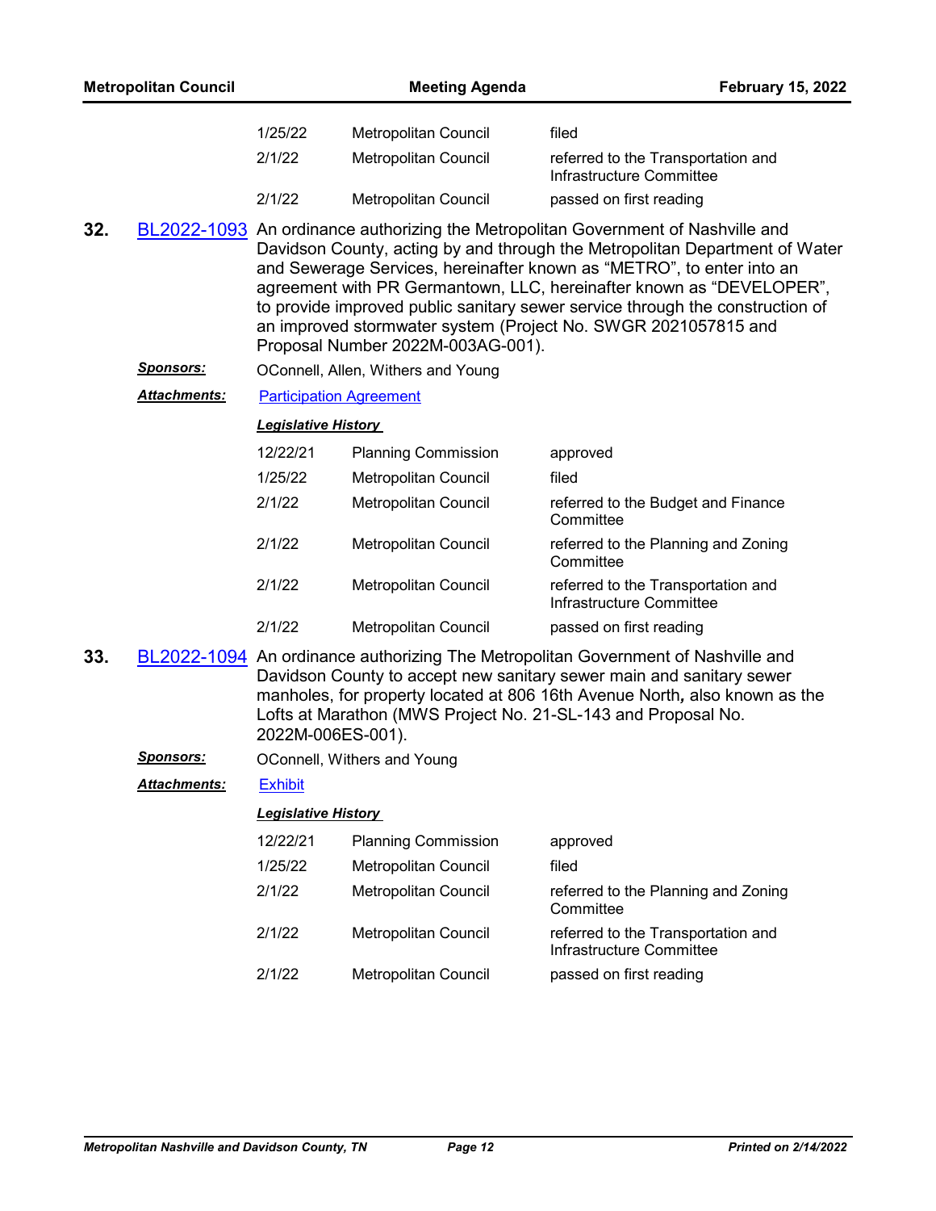| | | |
|---|---|---|
| 1/25/22 | Metropolitan Council | filed |
| 2/1/22 | Metropolitan Council | referred to the Transportation and Infrastructure Committee |
| 2/1/22 | Metropolitan Council | passed on first reading |

**32.** BL2022-1093 An ordinance authorizing the Metropolitan Government of Nashville and Davidson County, acting by and through the Metropolitan Department of Water and Sewerage Services, hereinafter known as "METRO", to enter into an agreement with PR Germantown, LLC, hereinafter known as "DEVELOPER", to provide improved public sanitary sewer service through the construction of an improved stormwater system (Project No. SWGR 2021057815 and Proposal Number 2022M-003AG-001).

***Sponsors:*** OConnell, Allen, Withers and Young

***Attachments:*** Participation Agreement

***Legislative History***

| | | |
|---|---|---|
| 12/22/21 | Planning Commission | approved |
| 1/25/22 | Metropolitan Council | filed |
| 2/1/22 | Metropolitan Council | referred to the Budget and Finance Committee |
| 2/1/22 | Metropolitan Council | referred to the Planning and Zoning Committee |
| 2/1/22 | Metropolitan Council | referred to the Transportation and Infrastructure Committee |
| 2/1/22 | Metropolitan Council | passed on first reading |

**33.** BL2022-1094 An ordinance authorizing The Metropolitan Government of Nashville and Davidson County to accept new sanitary sewer main and sanitary sewer manholes, for property located at 806 16th Avenue North**,** also known as the Lofts at Marathon (MWS Project No. 21-SL-143 and Proposal No. 2022M-006ES-001).

***Sponsors:*** OConnell, Withers and Young

***Attachments:*** Exhibit

***Legislative History***

| | | |
|---|---|---|
| 12/22/21 | Planning Commission | approved |
| 1/25/22 | Metropolitan Council | filed |
| 2/1/22 | Metropolitan Council | referred to the Planning and Zoning Committee |
| 2/1/22 | Metropolitan Council | referred to the Transportation and Infrastructure Committee |
| 2/1/22 | Metropolitan Council | passed on first reading |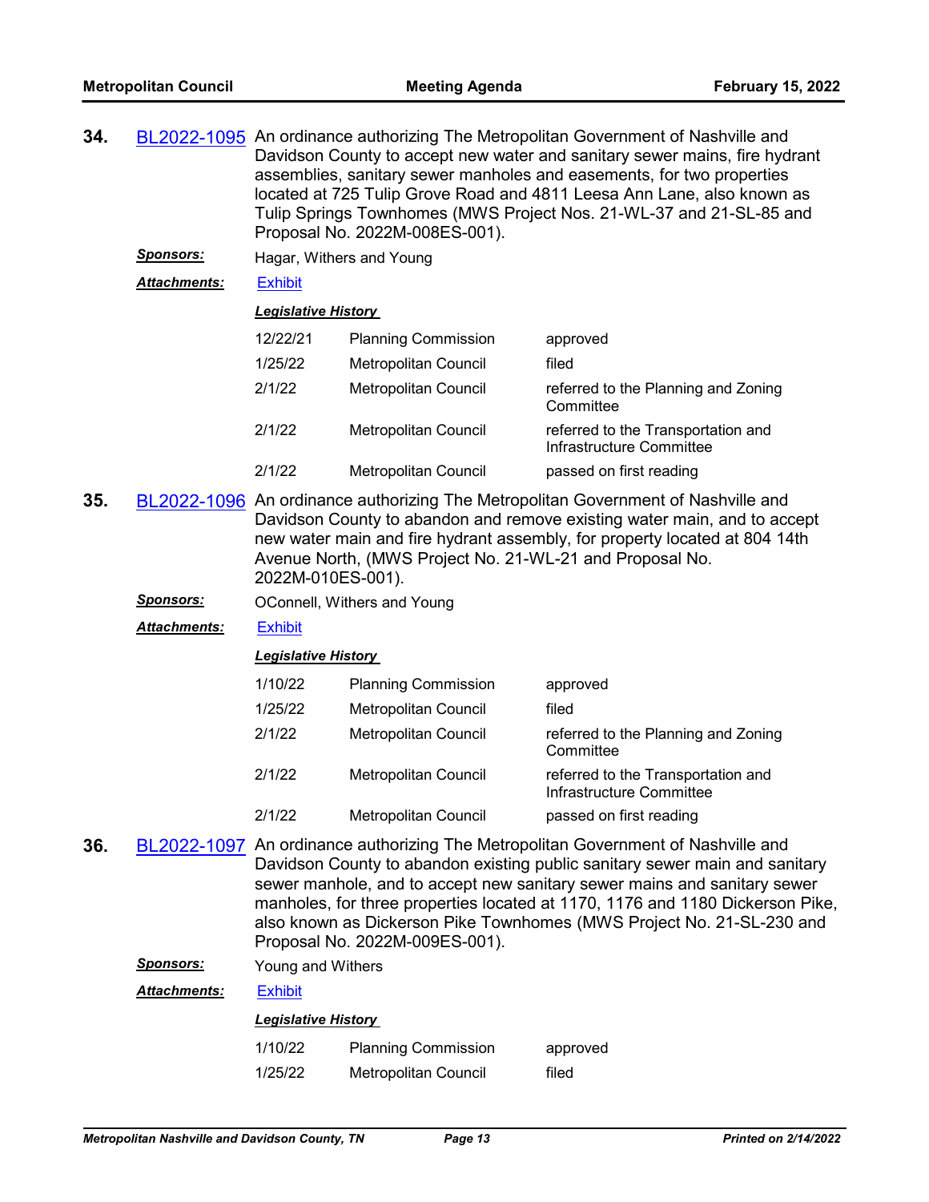**34.** BL2022-1095 An ordinance authorizing The Metropolitan Government of Nashville and Davidson County to accept new water and sanitary sewer mains, fire hydrant assemblies, sanitary sewer manholes and easements, for two properties located at 725 Tulip Grove Road and 4811 Leesa Ann Lane, also known as Tulip Springs Townhomes (MWS Project Nos. 21-WL-37 and 21-SL-85 and Proposal No. 2022M-008ES-001).

***Sponsors:*** Hagar, Withers and Young

***Attachments:*** Exhibit

***Legislative History***

| | | |
|---|---|---|
| 12/22/21 | Planning Commission | approved |
| 1/25/22 | Metropolitan Council | filed |
| 2/1/22 | Metropolitan Council | referred to the Planning and Zoning Committee |
| 2/1/22 | Metropolitan Council | referred to the Transportation and Infrastructure Committee |
| 2/1/22 | Metropolitan Council | passed on first reading |

**35.** BL2022-1096 An ordinance authorizing The Metropolitan Government of Nashville and Davidson County to abandon and remove existing water main, and to accept new water main and fire hydrant assembly, for property located at 804 14th Avenue North, (MWS Project No. 21-WL-21 and Proposal No. 2022M-010ES-001).

***Sponsors:*** OConnell, Withers and Young

***Attachments:*** Exhibit

***Legislative History***

| | | |
|---|---|---|
| 1/10/22 | Planning Commission | approved |
| 1/25/22 | Metropolitan Council | filed |
| 2/1/22 | Metropolitan Council | referred to the Planning and Zoning Committee |
| 2/1/22 | Metropolitan Council | referred to the Transportation and Infrastructure Committee |
| 2/1/22 | Metropolitan Council | passed on first reading |

**36.** BL2022-1097 An ordinance authorizing The Metropolitan Government of Nashville and Davidson County to abandon existing public sanitary sewer main and sanitary sewer manhole, and to accept new sanitary sewer mains and sanitary sewer manholes, for three properties located at 1170, 1176 and 1180 Dickerson Pike, also known as Dickerson Pike Townhomes (MWS Project No. 21-SL-230 and Proposal No. 2022M-009ES-001).

***Sponsors:*** Young and Withers

***Attachments:*** Exhibit

***Legislative History***

| | | |
|---|---|---|
| 1/10/22 | Planning Commission | approved |
| 1/25/22 | Metropolitan Council | filed |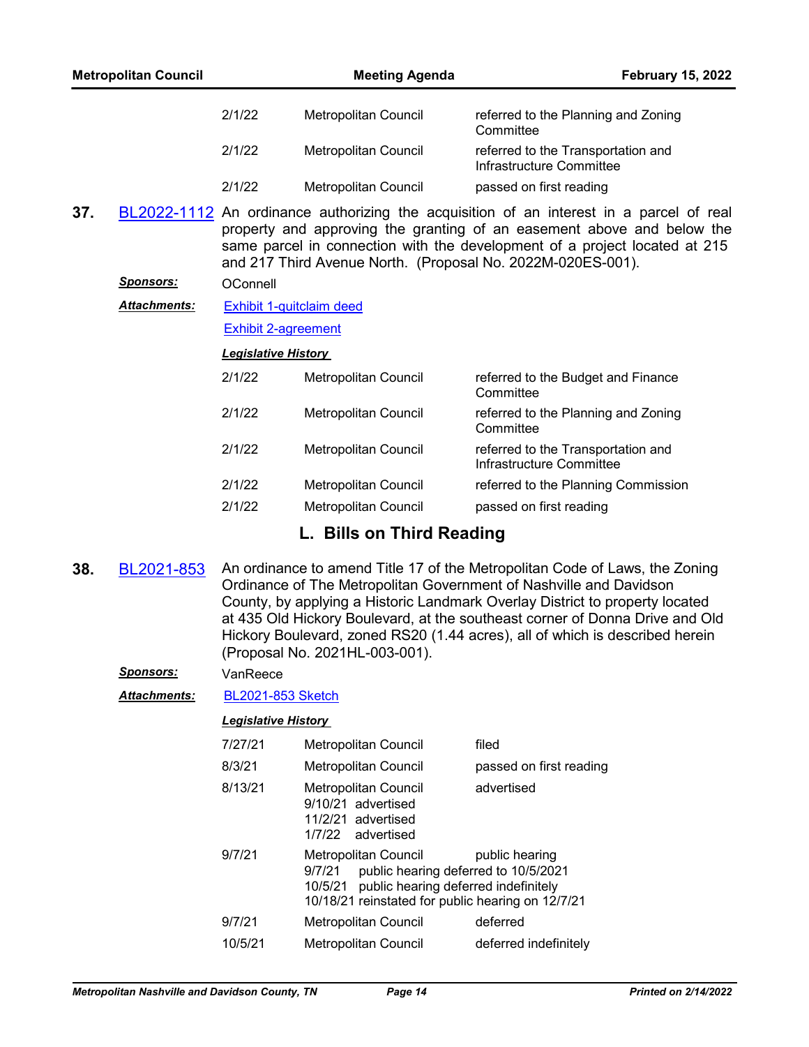| | | |
|---|---|---|
| 2/1/22 | Metropolitan Council | referred to the Planning and Zoning Committee |
| 2/1/22 | Metropolitan Council | referred to the Transportation and Infrastructure Committee |
| 2/1/22 | Metropolitan Council | passed on first reading |

**37.** BL2022-1112 An ordinance authorizing the acquisition of an interest in a parcel of real property and approving the granting of an easement above and below the same parcel in connection with the development of a project located at 215 and 217 Third Avenue North. (Proposal No. 2022M-020ES-001).

***Sponsors:*** OConnell

***Attachments:*** Exhibit 1-quitclaim deed

Exhibit 2-agreement

***Legislative History***

| | | |
|---|---|---|
| 2/1/22 | Metropolitan Council | referred to the Budget and Finance Committee |
| 2/1/22 | Metropolitan Council | referred to the Planning and Zoning Committee |
| 2/1/22 | Metropolitan Council | referred to the Transportation and Infrastructure Committee |
| 2/1/22 | Metropolitan Council | referred to the Planning Commission |
| 2/1/22 | Metropolitan Council | passed on first reading |

## L. Bills on Third Reading

**38.** BL2021-853 An ordinance to amend Title 17 of the Metropolitan Code of Laws, the Zoning Ordinance of The Metropolitan Government of Nashville and Davidson County, by applying a Historic Landmark Overlay District to property located at 435 Old Hickory Boulevard, at the southeast corner of Donna Drive and Old Hickory Boulevard, zoned RS20 (1.44 acres), all of which is described herein (Proposal No. 2021HL-003-001).

***Sponsors:*** VanReece

***Attachments:*** BL2021-853 Sketch

***Legislative History***

| | | |
|---|---|---|
| 7/27/21 | Metropolitan Council | filed |
| 8/3/21 | Metropolitan Council | passed on first reading |
| 8/13/21 | Metropolitan Council<br>9/10/21 advertised<br>11/2/21 advertised<br>1/7/22 advertised | advertised |
| 9/7/21 | Metropolitan Council<br>9/7/21 public hearing deferred to 10/5/2021<br>10/5/21 public hearing deferred indefinitely<br>10/18/21 reinstated for public hearing on 12/7/21 | public hearing |
| 9/7/21 | Metropolitan Council | deferred |
| 10/5/21 | Metropolitan Council | deferred indefinitely |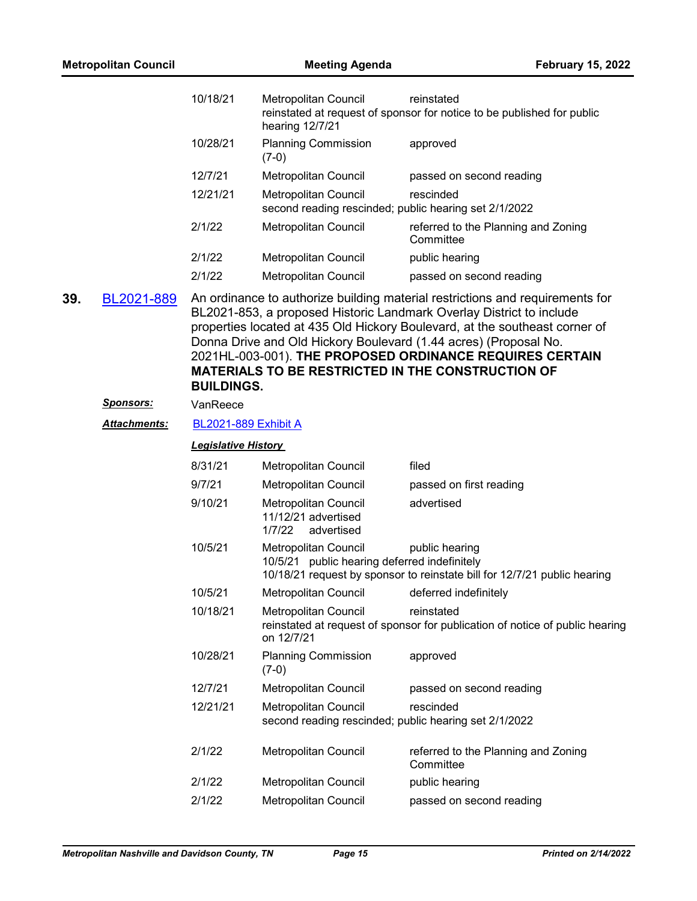| | | |
|---|---|---|
| 10/18/21 | Metropolitan Council | reinstated |
| | reinstated at request of sponsor for notice to be published for public hearing 12/7/21 | |
| 10/28/21 | Planning Commission (7-0) | approved |
| 12/7/21 | Metropolitan Council | passed on second reading |
| 12/21/21 | Metropolitan Council | rescinded |
| | second reading rescinded; public hearing set 2/1/2022 | |
| 2/1/22 | Metropolitan Council | referred to the Planning and Zoning Committee |
| 2/1/22 | Metropolitan Council | public hearing |
| 2/1/22 | Metropolitan Council | passed on second reading |

**39.** BL2021-889 An ordinance to authorize building material restrictions and requirements for BL2021-853, a proposed Historic Landmark Overlay District to include properties located at 435 Old Hickory Boulevard, at the southeast corner of Donna Drive and Old Hickory Boulevard (1.44 acres) (Proposal No. 2021HL-003-001). **THE PROPOSED ORDINANCE REQUIRES CERTAIN MATERIALS TO BE RESTRICTED IN THE CONSTRUCTION OF BUILDINGS.**

***Sponsors:*** VanReece

***Attachments:*** BL2021-889 Exhibit A

***Legislative History***

| | | |
|---|---|---|
| 8/31/21 | Metropolitan Council | filed |
| 9/7/21 | Metropolitan Council | passed on first reading |
| 9/10/21 | Metropolitan Council | advertised |
| | 11/12/21 advertised | |
| | 1/7/22 advertised | |
| 10/5/21 | Metropolitan Council | public hearing |
| | 10/5/21 public hearing deferred indefinitely | |
| | 10/18/21 request by sponsor to reinstate bill for 12/7/21 public hearing | |
| 10/5/21 | Metropolitan Council | deferred indefinitely |
| 10/18/21 | Metropolitan Council | reinstated |
| | reinstated at request of sponsor for publication of notice of public hearing on 12/7/21 | |
| 10/28/21 | Planning Commission (7-0) | approved |
| 12/7/21 | Metropolitan Council | passed on second reading |
| 12/21/21 | Metropolitan Council | rescinded |
| | second reading rescinded; public hearing set 2/1/2022 | |
| 2/1/22 | Metropolitan Council | referred to the Planning and Zoning Committee |
| 2/1/22 | Metropolitan Council | public hearing |
| 2/1/22 | Metropolitan Council | passed on second reading |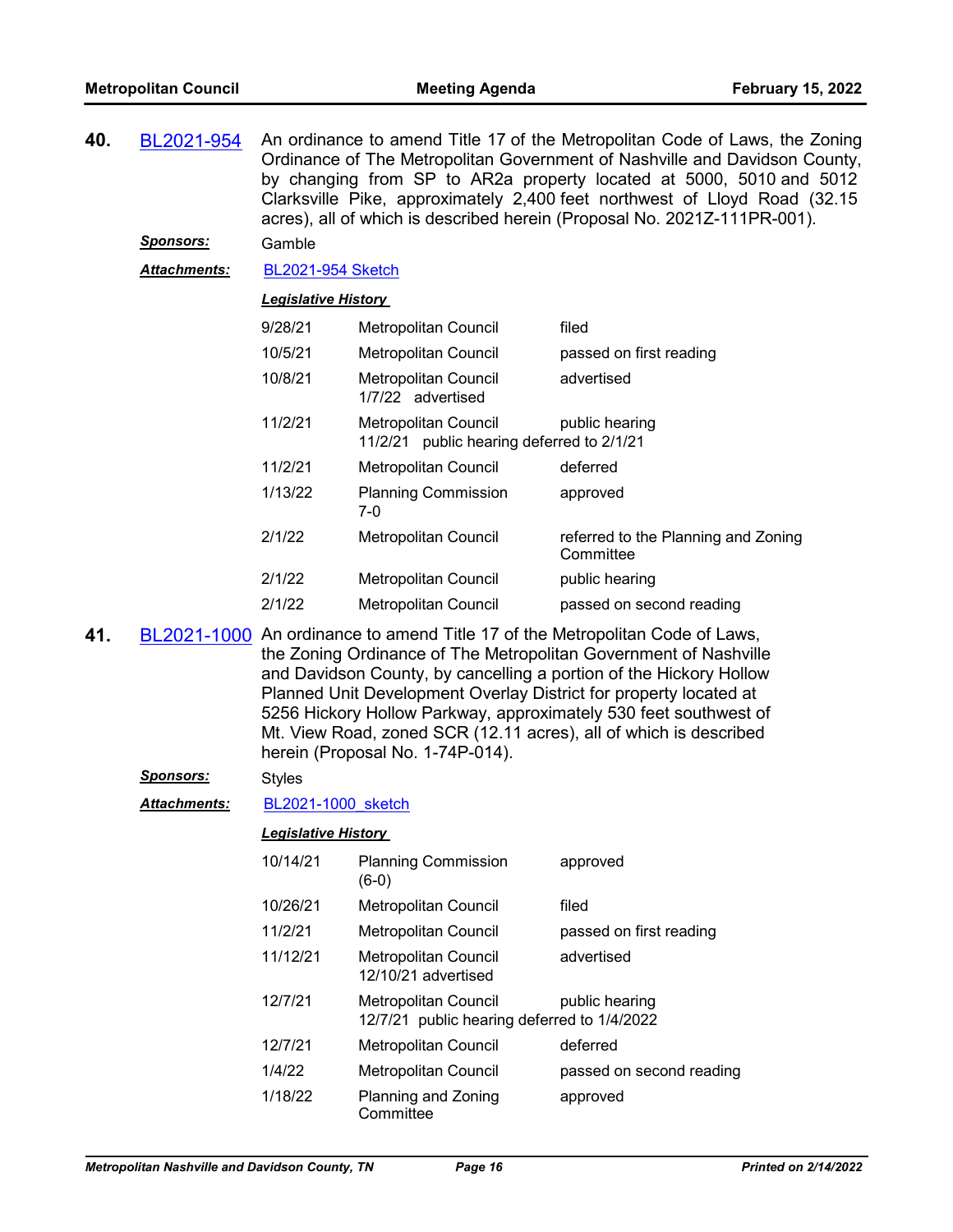**40.** BL2021-954 An ordinance to amend Title 17 of the Metropolitan Code of Laws, the Zoning Ordinance of The Metropolitan Government of Nashville and Davidson County, by changing from SP to AR2a property located at 5000, 5010 and 5012 Clarksville Pike, approximately 2,400 feet northwest of Lloyd Road (32.15 acres), all of which is described herein (Proposal No. 2021Z-111PR-001).

***Sponsors:*** Gamble

***Attachments:*** BL2021-954 Sketch

***Legislative History***

| | | |
|---|---|---|
| 9/28/21 | Metropolitan Council | filed |
| 10/5/21 | Metropolitan Council | passed on first reading |
| 10/8/21 | Metropolitan Council<br>1/7/22 advertised | advertised |
| 11/2/21 | Metropolitan Council<br>11/2/21 public hearing deferred to 2/1/21 | public hearing |
| 11/2/21 | Metropolitan Council | deferred |
| 1/13/22 | Planning Commission<br>7-0 | approved |
| 2/1/22 | Metropolitan Council | referred to the Planning and Zoning Committee |
| 2/1/22 | Metropolitan Council | public hearing |
| 2/1/22 | Metropolitan Council | passed on second reading |

**41.** BL2021-1000 An ordinance to amend Title 17 of the Metropolitan Code of Laws, the Zoning Ordinance of The Metropolitan Government of Nashville and Davidson County, by cancelling a portion of the Hickory Hollow Planned Unit Development Overlay District for property located at 5256 Hickory Hollow Parkway, approximately 530 feet southwest of Mt. View Road, zoned SCR (12.11 acres), all of which is described herein (Proposal No. 1-74P-014).

***Sponsors:*** Styles

***Attachments:*** BL2021-1000_sketch

***Legislative History***

| | | |
|---|---|---|
| 10/14/21 | Planning Commission<br>(6-0) | approved |
| 10/26/21 | Metropolitan Council | filed |
| 11/2/21 | Metropolitan Council | passed on first reading |
| 11/12/21 | Metropolitan Council<br>12/10/21 advertised | advertised |
| 12/7/21 | Metropolitan Council<br>12/7/21 public hearing deferred to 1/4/2022 | public hearing |
| 12/7/21 | Metropolitan Council | deferred |
| 1/4/22 | Metropolitan Council | passed on second reading |
| 1/18/22 | Planning and Zoning Committee | approved |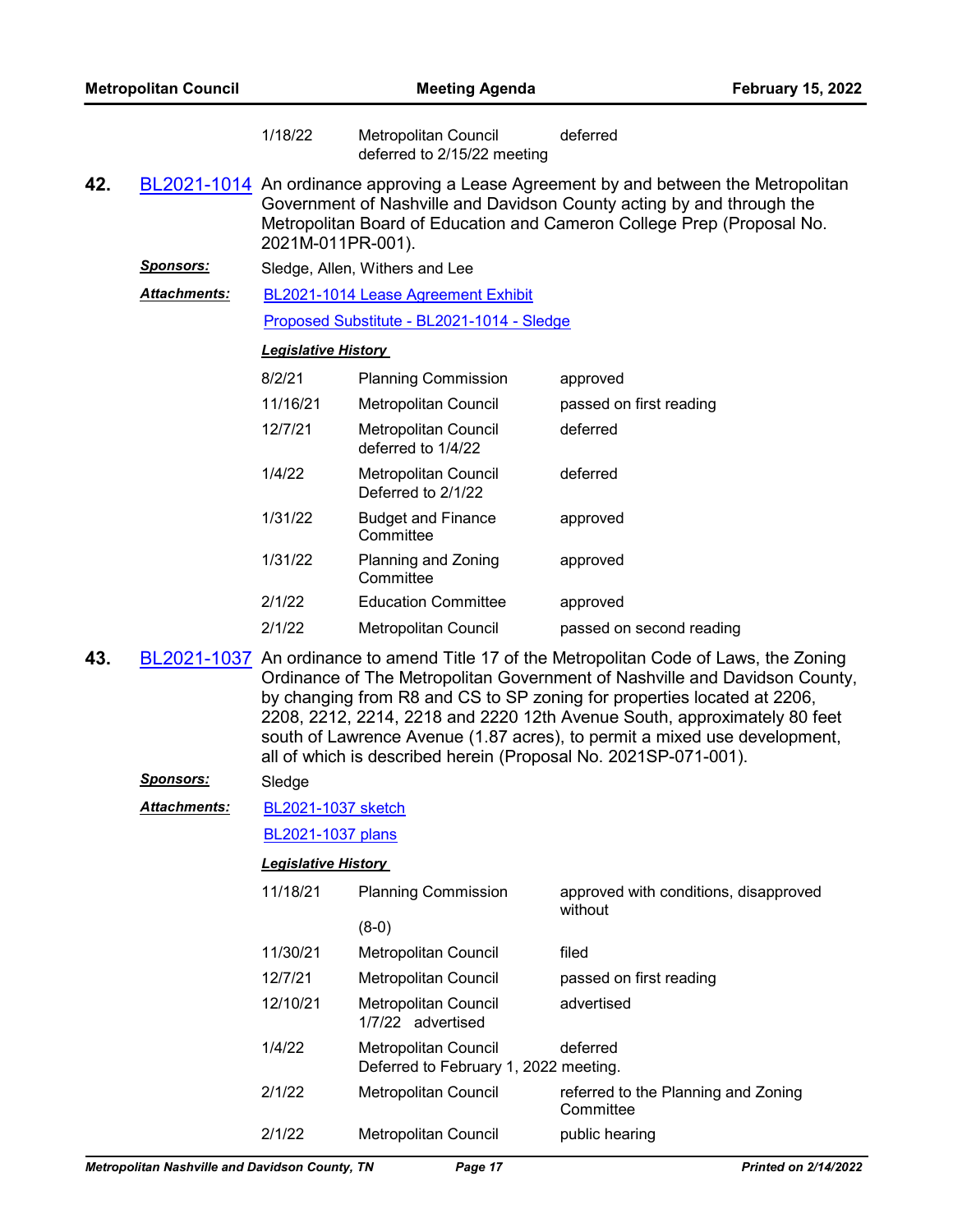| | | |
|---|---|---|
| 1/18/22 | Metropolitan Council deferred to 2/15/22 meeting | deferred |

**42.** BL2021-1014 An ordinance approving a Lease Agreement by and between the Metropolitan Government of Nashville and Davidson County acting by and through the Metropolitan Board of Education and Cameron College Prep (Proposal No. 2021M-011PR-001).

***Sponsors:*** Sledge, Allen, Withers and Lee

***Attachments:*** BL2021-1014 Lease Agreement Exhibit

Proposed Substitute - BL2021-1014 - Sledge

***Legislative History***

| | | |
|---|---|---|
| 8/2/21 | Planning Commission | approved |
| 11/16/21 | Metropolitan Council | passed on first reading |
| 12/7/21 | Metropolitan Council deferred to 1/4/22 | deferred |
| 1/4/22 | Metropolitan Council Deferred to 2/1/22 | deferred |
| 1/31/22 | Budget and Finance Committee | approved |
| 1/31/22 | Planning and Zoning Committee | approved |
| 2/1/22 | Education Committee | approved |
| 2/1/22 | Metropolitan Council | passed on second reading |

**43.** BL2021-1037 An ordinance to amend Title 17 of the Metropolitan Code of Laws, the Zoning Ordinance of The Metropolitan Government of Nashville and Davidson County, by changing from R8 and CS to SP zoning for properties located at 2206, 2208, 2212, 2214, 2218 and 2220 12th Avenue South, approximately 80 feet south of Lawrence Avenue (1.87 acres), to permit a mixed use development, all of which is described herein (Proposal No. 2021SP-071-001).

***Sponsors:*** Sledge

***Attachments:*** BL2021-1037 sketch

BL2021-1037 plans

***Legislative History***

| | | |
|---|---|---|
| 11/18/21 | Planning Commission (8-0) | approved with conditions, disapproved without |
| 11/30/21 | Metropolitan Council | filed |
| 12/7/21 | Metropolitan Council | passed on first reading |
| 12/10/21 | Metropolitan Council 1/7/22 advertised | advertised |
| 1/4/22 | Metropolitan Council Deferred to February 1, 2022 meeting. | deferred |
| 2/1/22 | Metropolitan Council | referred to the Planning and Zoning Committee |
| 2/1/22 | Metropolitan Council | public hearing |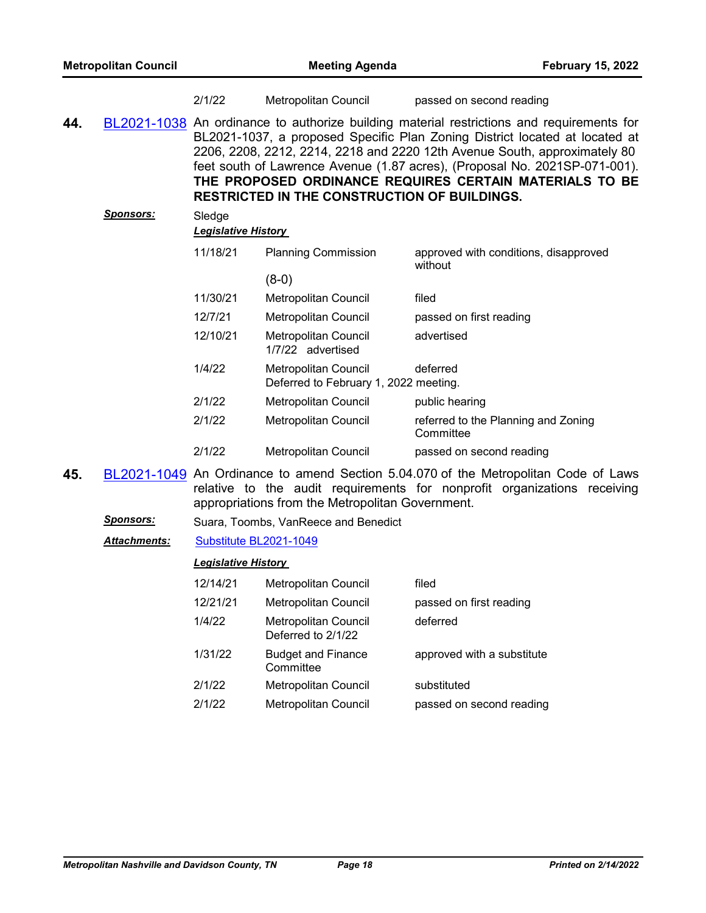| | | |
|---|---|---|
| 2/1/22 | Metropolitan Council | passed on second reading |

**44.** BL2021-1038 An ordinance to authorize building material restrictions and requirements for BL2021-1037, a proposed Specific Plan Zoning District located at located at 2206, 2208, 2212, 2214, 2218 and 2220 12th Avenue South, approximately 80 feet south of Lawrence Avenue (1.87 acres), (Proposal No. 2021SP-071-001). **THE PROPOSED ORDINANCE REQUIRES CERTAIN MATERIALS TO BE RESTRICTED IN THE CONSTRUCTION OF BUILDINGS.**

***Sponsors:*** Sledge

***Legislative History***

| Date | Body | Action |
|---|---|---|
| 11/18/21 | Planning Commission (8-0) | approved with conditions, disapproved without |
| 11/30/21 | Metropolitan Council | filed |
| 12/7/21 | Metropolitan Council | passed on first reading |
| 12/10/21 | Metropolitan Council 1/7/22 advertised | advertised |
| 1/4/22 | Metropolitan Council Deferred to February 1, 2022 meeting. | deferred |
| 2/1/22 | Metropolitan Council | public hearing |
| 2/1/22 | Metropolitan Council | referred to the Planning and Zoning Committee |
| 2/1/22 | Metropolitan Council | passed on second reading |

**45.** BL2021-1049 An Ordinance to amend Section 5.04.070 of the Metropolitan Code of Laws relative to the audit requirements for nonprofit organizations receiving appropriations from the Metropolitan Government.

***Sponsors:*** Suara, Toombs, VanReece and Benedict

***Attachments:*** Substitute BL2021-1049

***Legislative History***

| Date | Body | Action |
|---|---|---|
| 12/14/21 | Metropolitan Council | filed |
| 12/21/21 | Metropolitan Council | passed on first reading |
| 1/4/22 | Metropolitan Council Deferred to 2/1/22 | deferred |
| 1/31/22 | Budget and Finance Committee | approved with a substitute |
| 2/1/22 | Metropolitan Council | substituted |
| 2/1/22 | Metropolitan Council | passed on second reading |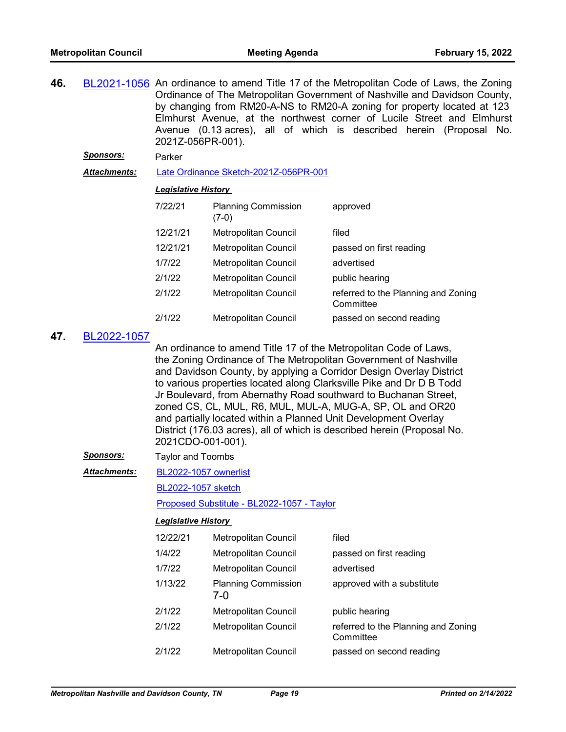**46.** BL2021-1056 An ordinance to amend Title 17 of the Metropolitan Code of Laws, the Zoning Ordinance of The Metropolitan Government of Nashville and Davidson County, by changing from RM20-A-NS to RM20-A zoning for property located at 123 Elmhurst Avenue, at the northwest corner of Lucile Street and Elmhurst Avenue (0.13 acres), all of which is described herein (Proposal No. 2021Z-056PR-001).

***Sponsors:*** Parker

***Attachments:*** Late Ordinance Sketch-2021Z-056PR-001

***Legislative History***

| | | |
|---|---|---|
| 7/22/21 | Planning Commission (7-0) | approved |
| 12/21/21 | Metropolitan Council | filed |
| 12/21/21 | Metropolitan Council | passed on first reading |
| 1/7/22 | Metropolitan Council | advertised |
| 2/1/22 | Metropolitan Council | public hearing |
| 2/1/22 | Metropolitan Council | referred to the Planning and Zoning Committee |
| 2/1/22 | Metropolitan Council | passed on second reading |

**47.** BL2022-1057

An ordinance to amend Title 17 of the Metropolitan Code of Laws, the Zoning Ordinance of The Metropolitan Government of Nashville and Davidson County, by applying a Corridor Design Overlay District to various properties located along Clarksville Pike and Dr D B Todd Jr Boulevard, from Abernathy Road southward to Buchanan Street, zoned CS, CL, MUL, R6, MUL, MUL-A, MUG-A, SP, OL and OR20 and partially located within a Planned Unit Development Overlay District (176.03 acres), all of which is described herein (Proposal No. 2021CDO-001-001).

***Sponsors:*** Taylor and Toombs

***Attachments:*** BL2022-1057 ownerlist

BL2022-1057 sketch

Proposed Substitute - BL2022-1057 - Taylor

***Legislative History***

| | | |
|---|---|---|
| 12/22/21 | Metropolitan Council | filed |
| 1/4/22 | Metropolitan Council | passed on first reading |
| 1/7/22 | Metropolitan Council | advertised |
| 1/13/22 | Planning Commission 7-0 | approved with a substitute |
| 2/1/22 | Metropolitan Council | public hearing |
| 2/1/22 | Metropolitan Council | referred to the Planning and Zoning Committee |
| 2/1/22 | Metropolitan Council | passed on second reading |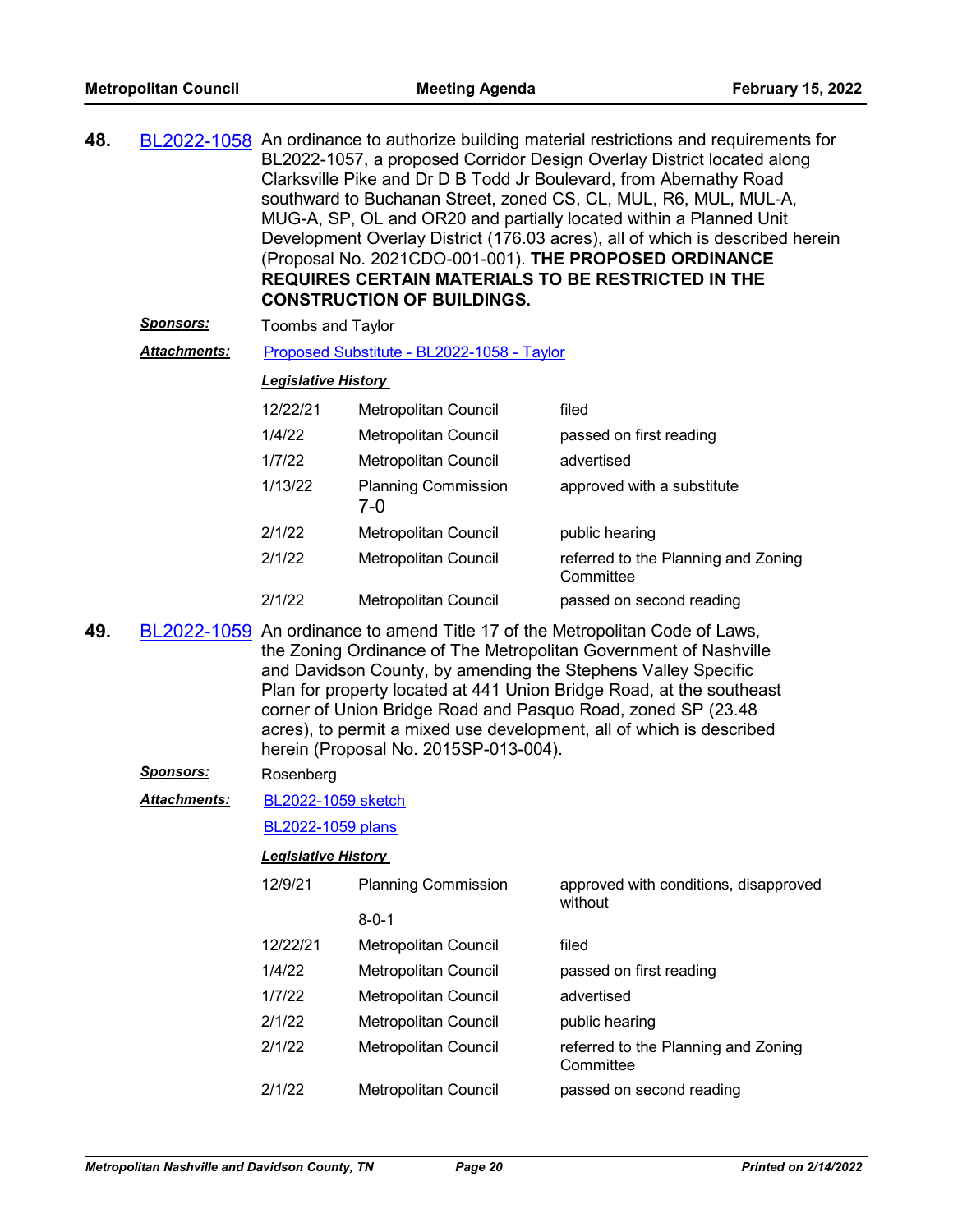**48.** BL2022-1058 An ordinance to authorize building material restrictions and requirements for BL2022-1057, a proposed Corridor Design Overlay District located along Clarksville Pike and Dr D B Todd Jr Boulevard, from Abernathy Road southward to Buchanan Street, zoned CS, CL, MUL, R6, MUL, MUL-A, MUG-A, SP, OL and OR20 and partially located within a Planned Unit Development Overlay District (176.03 acres), all of which is described herein (Proposal No. 2021CDO-001-001). **THE PROPOSED ORDINANCE REQUIRES CERTAIN MATERIALS TO BE RESTRICTED IN THE CONSTRUCTION OF BUILDINGS.**

***Sponsors:*** Toombs and Taylor

***Attachments:*** Proposed Substitute - BL2022-1058 - Taylor

***Legislative History***

| | | |
|---|---|---|
| 12/22/21 | Metropolitan Council | filed |
| 1/4/22 | Metropolitan Council | passed on first reading |
| 1/7/22 | Metropolitan Council | advertised |
| 1/13/22 | Planning Commission 7-0 | approved with a substitute |
| 2/1/22 | Metropolitan Council | public hearing |
| 2/1/22 | Metropolitan Council | referred to the Planning and Zoning Committee |
| 2/1/22 | Metropolitan Council | passed on second reading |

**49.** BL2022-1059 An ordinance to amend Title 17 of the Metropolitan Code of Laws, the Zoning Ordinance of The Metropolitan Government of Nashville and Davidson County, by amending the Stephens Valley Specific Plan for property located at 441 Union Bridge Road, at the southeast corner of Union Bridge Road and Pasquo Road, zoned SP (23.48 acres), to permit a mixed use development, all of which is described herein (Proposal No. 2015SP-013-004).

***Sponsors:*** Rosenberg

***Attachments:*** BL2022-1059 sketch

BL2022-1059 plans

***Legislative History***

| | | |
|---|---|---|
| 12/9/21 | Planning Commission 8-0-1 | approved with conditions, disapproved without |
| 12/22/21 | Metropolitan Council | filed |
| 1/4/22 | Metropolitan Council | passed on first reading |
| 1/7/22 | Metropolitan Council | advertised |
| 2/1/22 | Metropolitan Council | public hearing |
| 2/1/22 | Metropolitan Council | referred to the Planning and Zoning Committee |
| 2/1/22 | Metropolitan Council | passed on second reading |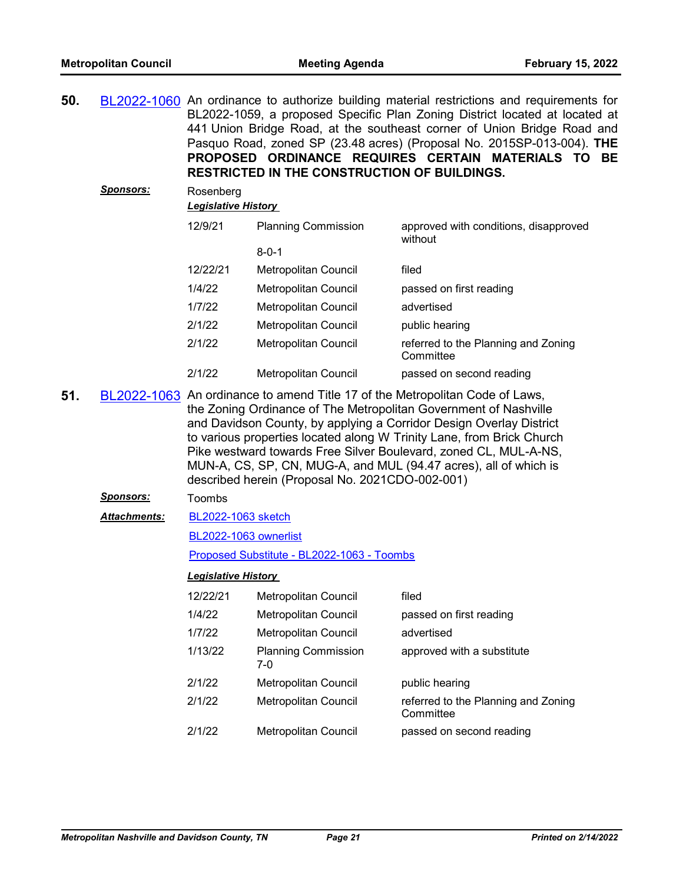**50.** BL2022-1060 An ordinance to authorize building material restrictions and requirements for BL2022-1059, a proposed Specific Plan Zoning District located at located at 441 Union Bridge Road, at the southeast corner of Union Bridge Road and Pasquo Road, zoned SP (23.48 acres) (Proposal No. 2015SP-013-004). **THE PROPOSED ORDINANCE REQUIRES CERTAIN MATERIALS TO BE RESTRICTED IN THE CONSTRUCTION OF BUILDINGS.**

***Sponsors:*** Rosenberg

***Legislative History***

| | | |
|---|---|---|
| 12/9/21 | Planning Commission 8-0-1 | approved with conditions, disapproved without |
| 12/22/21 | Metropolitan Council | filed |
| 1/4/22 | Metropolitan Council | passed on first reading |
| 1/7/22 | Metropolitan Council | advertised |
| 2/1/22 | Metropolitan Council | public hearing |
| 2/1/22 | Metropolitan Council | referred to the Planning and Zoning Committee |
| 2/1/22 | Metropolitan Council | passed on second reading |

**51.** BL2022-1063 An ordinance to amend Title 17 of the Metropolitan Code of Laws, the Zoning Ordinance of The Metropolitan Government of Nashville and Davidson County, by applying a Corridor Design Overlay District to various properties located along W Trinity Lane, from Brick Church Pike westward towards Free Silver Boulevard, zoned CL, MUL-A-NS, MUN-A, CS, SP, CN, MUG-A, and MUL (94.47 acres), all of which is described herein (Proposal No. 2021CDO-002-001)

***Sponsors:*** Toombs

***Attachments:*** BL2022-1063 sketch

BL2022-1063 ownerlist

Proposed Substitute - BL2022-1063 - Toombs

***Legislative History***

| | | |
|---|---|---|
| 12/22/21 | Metropolitan Council | filed |
| 1/4/22 | Metropolitan Council | passed on first reading |
| 1/7/22 | Metropolitan Council | advertised |
| 1/13/22 | Planning Commission 7-0 | approved with a substitute |
| 2/1/22 | Metropolitan Council | public hearing |
| 2/1/22 | Metropolitan Council | referred to the Planning and Zoning Committee |
| 2/1/22 | Metropolitan Council | passed on second reading |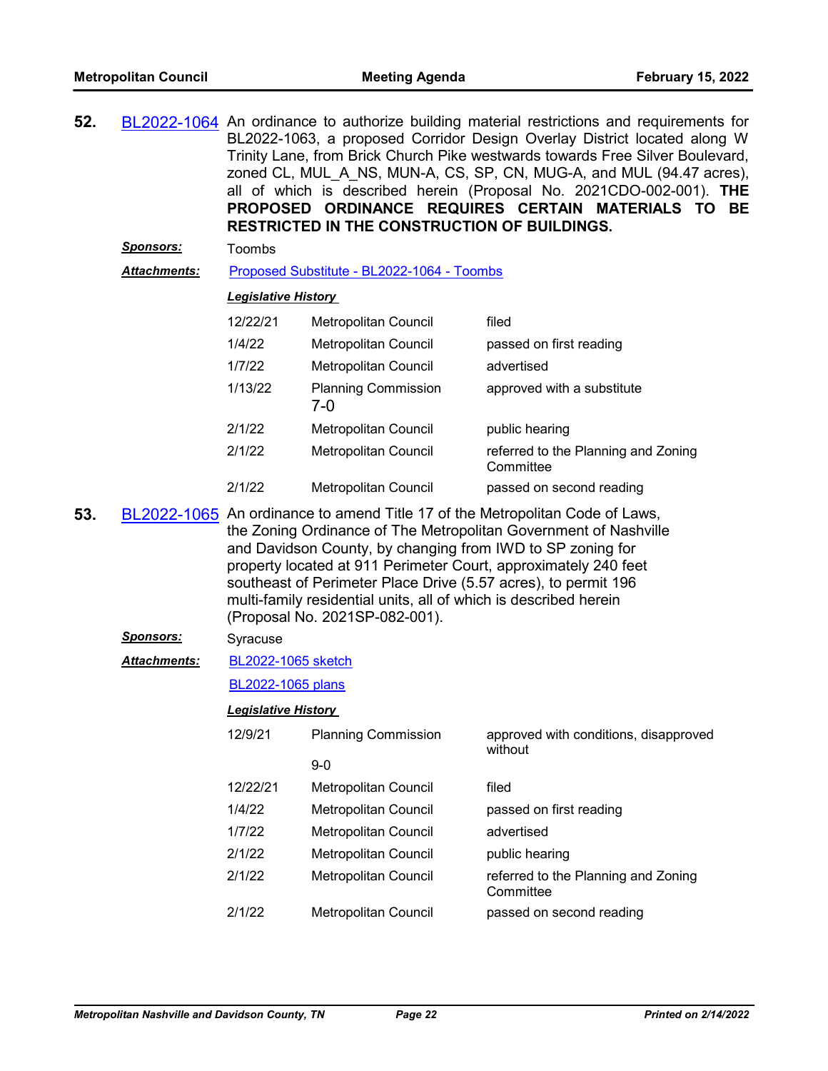**52.** BL2022-1064 An ordinance to authorize building material restrictions and requirements for BL2022-1063, a proposed Corridor Design Overlay District located along W Trinity Lane, from Brick Church Pike westwards towards Free Silver Boulevard, zoned CL, MUL_A_NS, MUN-A, CS, SP, CN, MUG-A, and MUL (94.47 acres), all of which is described herein (Proposal No. 2021CDO-002-001). **THE PROPOSED ORDINANCE REQUIRES CERTAIN MATERIALS TO BE RESTRICTED IN THE CONSTRUCTION OF BUILDINGS.**

***Sponsors:*** Toombs

***Attachments:*** Proposed Substitute - BL2022-1064 - Toombs

***Legislative History***

| | | |
|---|---|---|
| 12/22/21 | Metropolitan Council | filed |
| 1/4/22 | Metropolitan Council | passed on first reading |
| 1/7/22 | Metropolitan Council | advertised |
| 1/13/22 | Planning Commission 7-0 | approved with a substitute |
| 2/1/22 | Metropolitan Council | public hearing |
| 2/1/22 | Metropolitan Council | referred to the Planning and Zoning Committee |
| 2/1/22 | Metropolitan Council | passed on second reading |

**53.** BL2022-1065 An ordinance to amend Title 17 of the Metropolitan Code of Laws, the Zoning Ordinance of The Metropolitan Government of Nashville and Davidson County, by changing from IWD to SP zoning for property located at 911 Perimeter Court, approximately 240 feet southeast of Perimeter Place Drive (5.57 acres), to permit 196 multi-family residential units, all of which is described herein (Proposal No. 2021SP-082-001).

***Sponsors:*** Syracuse

***Attachments:*** BL2022-1065 sketch

BL2022-1065 plans

***Legislative History***

| | | |
|---|---|---|
| 12/9/21 | Planning Commission 9-0 | approved with conditions, disapproved without |
| 12/22/21 | Metropolitan Council | filed |
| 1/4/22 | Metropolitan Council | passed on first reading |
| 1/7/22 | Metropolitan Council | advertised |
| 2/1/22 | Metropolitan Council | public hearing |
| 2/1/22 | Metropolitan Council | referred to the Planning and Zoning Committee |
| 2/1/22 | Metropolitan Council | passed on second reading |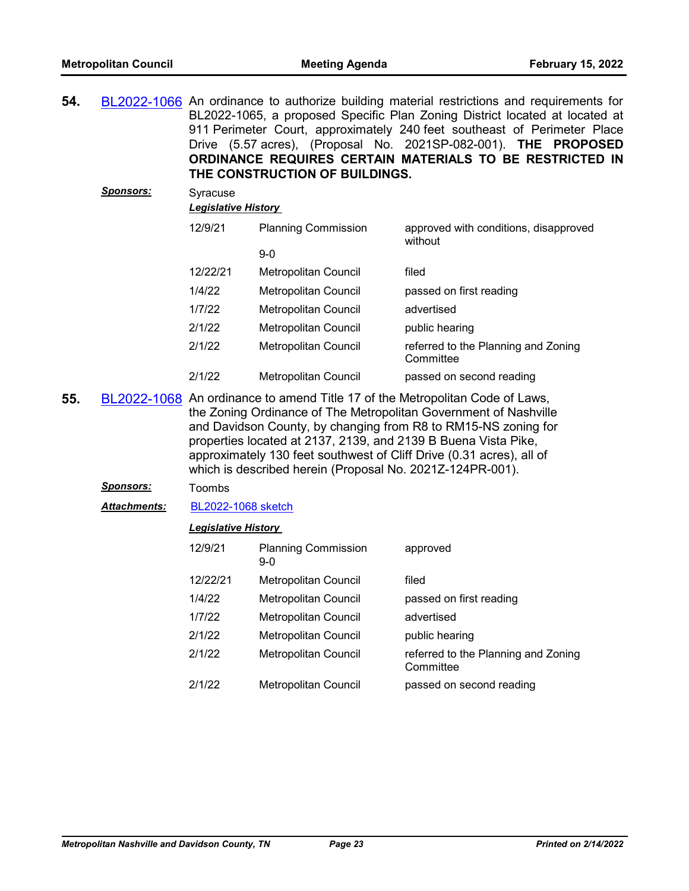**54.** BL2022-1066 An ordinance to authorize building material restrictions and requirements for BL2022-1065, a proposed Specific Plan Zoning District located at located at 911 Perimeter Court, approximately 240 feet southeast of Perimeter Place Drive (5.57 acres), (Proposal No. 2021SP-082-001). **THE PROPOSED ORDINANCE REQUIRES CERTAIN MATERIALS TO BE RESTRICTED IN THE CONSTRUCTION OF BUILDINGS.**

***Sponsors:*** Syracuse

***Legislative History***

| | | |
|---|---|---|
| 12/9/21 | Planning Commission 9-0 | approved with conditions, disapproved without |
| 12/22/21 | Metropolitan Council | filed |
| 1/4/22 | Metropolitan Council | passed on first reading |
| 1/7/22 | Metropolitan Council | advertised |
| 2/1/22 | Metropolitan Council | public hearing |
| 2/1/22 | Metropolitan Council | referred to the Planning and Zoning Committee |
| 2/1/22 | Metropolitan Council | passed on second reading |

**55.** BL2022-1068 An ordinance to amend Title 17 of the Metropolitan Code of Laws, the Zoning Ordinance of The Metropolitan Government of Nashville and Davidson County, by changing from R8 to RM15-NS zoning for properties located at 2137, 2139, and 2139 B Buena Vista Pike, approximately 130 feet southwest of Cliff Drive (0.31 acres), all of which is described herein (Proposal No. 2021Z-124PR-001).

***Sponsors:*** Toombs

***Attachments:*** BL2022-1068 sketch

***Legislative History***

| | | |
|---|---|---|
| 12/9/21 | Planning Commission 9-0 | approved |
| 12/22/21 | Metropolitan Council | filed |
| 1/4/22 | Metropolitan Council | passed on first reading |
| 1/7/22 | Metropolitan Council | advertised |
| 2/1/22 | Metropolitan Council | public hearing |
| 2/1/22 | Metropolitan Council | referred to the Planning and Zoning Committee |
| 2/1/22 | Metropolitan Council | passed on second reading |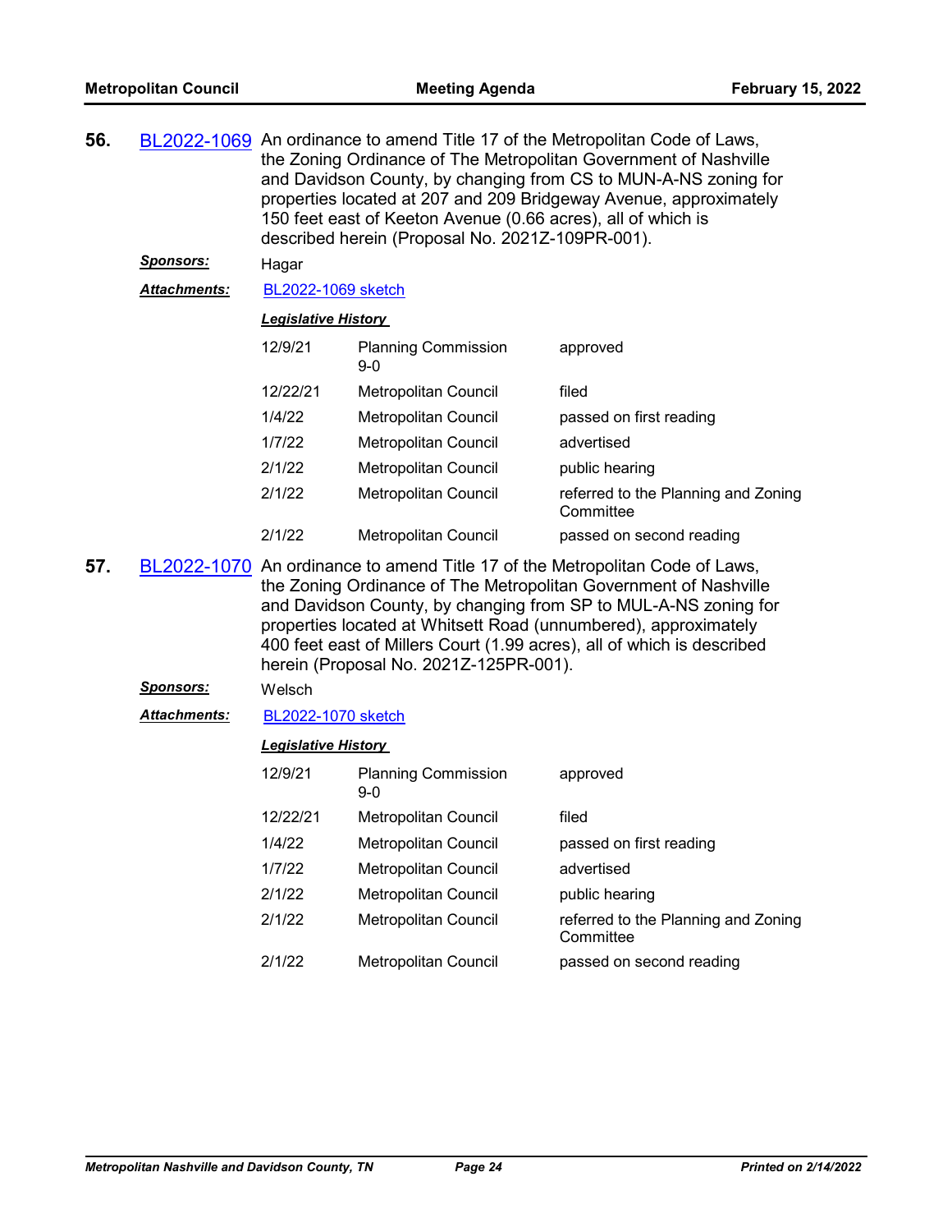**56.** BL2022-1069 An ordinance to amend Title 17 of the Metropolitan Code of Laws, the Zoning Ordinance of The Metropolitan Government of Nashville and Davidson County, by changing from CS to MUN-A-NS zoning for properties located at 207 and 209 Bridgeway Avenue, approximately 150 feet east of Keeton Avenue (0.66 acres), all of which is described herein (Proposal No. 2021Z-109PR-001).

***Sponsors:*** Hagar

***Attachments:*** BL2022-1069 sketch

***Legislative History***

| | | |
|---|---|---|
| 12/9/21 | Planning Commission 9-0 | approved |
| 12/22/21 | Metropolitan Council | filed |
| 1/4/22 | Metropolitan Council | passed on first reading |
| 1/7/22 | Metropolitan Council | advertised |
| 2/1/22 | Metropolitan Council | public hearing |
| 2/1/22 | Metropolitan Council | referred to the Planning and Zoning Committee |
| 2/1/22 | Metropolitan Council | passed on second reading |

**57.** BL2022-1070 An ordinance to amend Title 17 of the Metropolitan Code of Laws, the Zoning Ordinance of The Metropolitan Government of Nashville and Davidson County, by changing from SP to MUL-A-NS zoning for properties located at Whitsett Road (unnumbered), approximately 400 feet east of Millers Court (1.99 acres), all of which is described herein (Proposal No. 2021Z-125PR-001).

***Sponsors:*** Welsch

***Attachments:*** BL2022-1070 sketch

***Legislative History***

| | | |
|---|---|---|
| 12/9/21 | Planning Commission 9-0 | approved |
| 12/22/21 | Metropolitan Council | filed |
| 1/4/22 | Metropolitan Council | passed on first reading |
| 1/7/22 | Metropolitan Council | advertised |
| 2/1/22 | Metropolitan Council | public hearing |
| 2/1/22 | Metropolitan Council | referred to the Planning and Zoning Committee |
| 2/1/22 | Metropolitan Council | passed on second reading |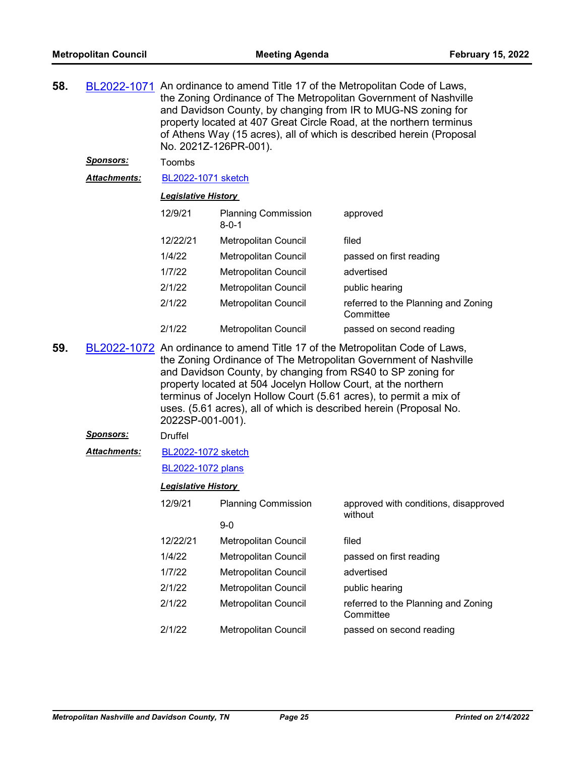**58.** BL2022-1071 An ordinance to amend Title 17 of the Metropolitan Code of Laws, the Zoning Ordinance of The Metropolitan Government of Nashville and Davidson County, by changing from IR to MUG-NS zoning for property located at 407 Great Circle Road, at the northern terminus of Athens Way (15 acres), all of which is described herein (Proposal No. 2021Z-126PR-001).

***Sponsors:*** Toombs

***Attachments:*** BL2022-1071 sketch

***Legislative History***

| | | |
|---|---|---|
| 12/9/21 | Planning Commission 8-0-1 | approved |
| 12/22/21 | Metropolitan Council | filed |
| 1/4/22 | Metropolitan Council | passed on first reading |
| 1/7/22 | Metropolitan Council | advertised |
| 2/1/22 | Metropolitan Council | public hearing |
| 2/1/22 | Metropolitan Council | referred to the Planning and Zoning Committee |
| 2/1/22 | Metropolitan Council | passed on second reading |

**59.** BL2022-1072 An ordinance to amend Title 17 of the Metropolitan Code of Laws, the Zoning Ordinance of The Metropolitan Government of Nashville and Davidson County, by changing from RS40 to SP zoning for property located at 504 Jocelyn Hollow Court, at the northern terminus of Jocelyn Hollow Court (5.61 acres), to permit a mix of uses. (5.61 acres), all of which is described herein (Proposal No. 2022SP-001-001).

***Sponsors:*** Druffel

***Attachments:*** BL2022-1072 sketch

BL2022-1072 plans

***Legislative History***

| | | |
|---|---|---|
| 12/9/21 | Planning Commission 9-0 | approved with conditions, disapproved without |
| 12/22/21 | Metropolitan Council | filed |
| 1/4/22 | Metropolitan Council | passed on first reading |
| 1/7/22 | Metropolitan Council | advertised |
| 2/1/22 | Metropolitan Council | public hearing |
| 2/1/22 | Metropolitan Council | referred to the Planning and Zoning Committee |
| 2/1/22 | Metropolitan Council | passed on second reading |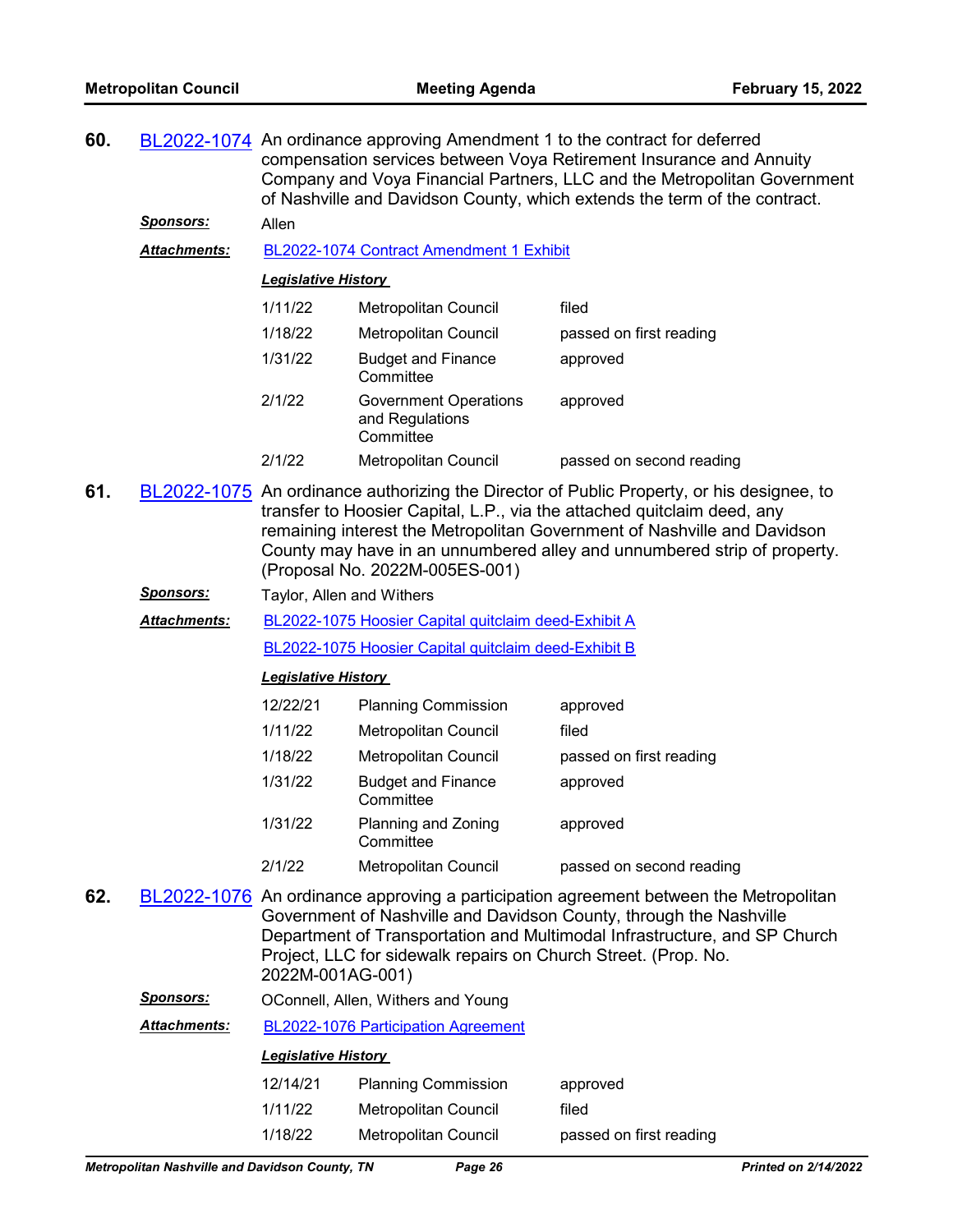**60.** BL2022-1074 An ordinance approving Amendment 1 to the contract for deferred compensation services between Voya Retirement Insurance and Annuity Company and Voya Financial Partners, LLC and the Metropolitan Government of Nashville and Davidson County, which extends the term of the contract.

***Sponsors:*** Allen

***Attachments:*** BL2022-1074 Contract Amendment 1 Exhibit

***Legislative History***

| | | |
|---|---|---|
| 1/11/22 | Metropolitan Council | filed |
| 1/18/22 | Metropolitan Council | passed on first reading |
| 1/31/22 | Budget and Finance Committee | approved |
| 2/1/22 | Government Operations and Regulations Committee | approved |
| 2/1/22 | Metropolitan Council | passed on second reading |

**61.** BL2022-1075 An ordinance authorizing the Director of Public Property, or his designee, to transfer to Hoosier Capital, L.P., via the attached quitclaim deed, any remaining interest the Metropolitan Government of Nashville and Davidson County may have in an unnumbered alley and unnumbered strip of property. (Proposal No. 2022M-005ES-001)

***Sponsors:*** Taylor, Allen and Withers

***Attachments:*** BL2022-1075 Hoosier Capital quitclaim deed-Exhibit A

BL2022-1075 Hoosier Capital quitclaim deed-Exhibit B

***Legislative History***

| | | |
|---|---|---|
| 12/22/21 | Planning Commission | approved |
| 1/11/22 | Metropolitan Council | filed |
| 1/18/22 | Metropolitan Council | passed on first reading |
| 1/31/22 | Budget and Finance Committee | approved |
| 1/31/22 | Planning and Zoning Committee | approved |
| 2/1/22 | Metropolitan Council | passed on second reading |

**62.** BL2022-1076 An ordinance approving a participation agreement between the Metropolitan Government of Nashville and Davidson County, through the Nashville Department of Transportation and Multimodal Infrastructure, and SP Church Project, LLC for sidewalk repairs on Church Street. (Prop. No. 2022M-001AG-001)

***Sponsors:*** OConnell, Allen, Withers and Young

***Attachments:*** BL2022-1076 Participation Agreement

***Legislative History***

| | | |
|---|---|---|
| 12/14/21 | Planning Commission | approved |
| 1/11/22 | Metropolitan Council | filed |
| 1/18/22 | Metropolitan Council | passed on first reading |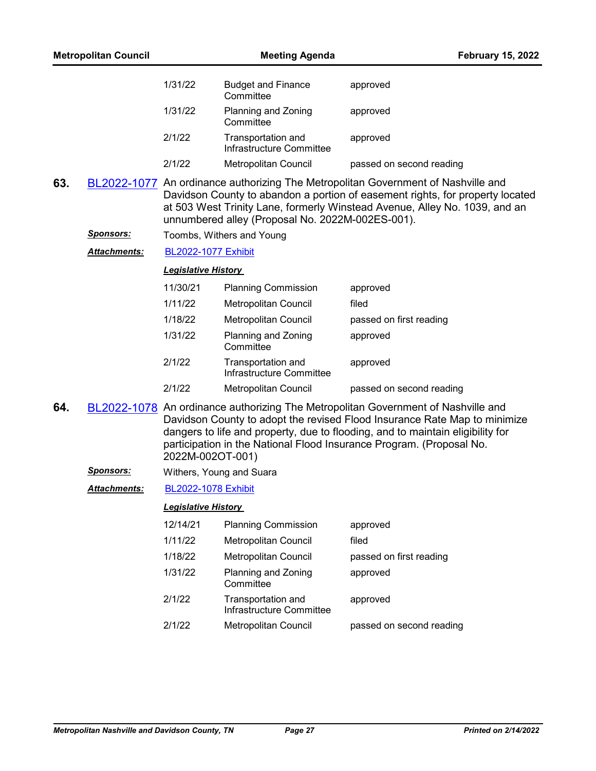| | | |
|---|---|---|
| 1/31/22 | Budget and Finance Committee | approved |
| 1/31/22 | Planning and Zoning Committee | approved |
| 2/1/22 | Transportation and Infrastructure Committee | approved |
| 2/1/22 | Metropolitan Council | passed on second reading |

**63.** BL2022-1077 An ordinance authorizing The Metropolitan Government of Nashville and Davidson County to abandon a portion of easement rights, for property located at 503 West Trinity Lane, formerly Winstead Avenue, Alley No. 1039, and an unnumbered alley (Proposal No. 2022M-002ES-001).

***Sponsors:*** Toombs, Withers and Young

***Attachments:*** BL2022-1077 Exhibit

***Legislative History***

| | | |
|---|---|---|
| 11/30/21 | Planning Commission | approved |
| 1/11/22 | Metropolitan Council | filed |
| 1/18/22 | Metropolitan Council | passed on first reading |
| 1/31/22 | Planning and Zoning Committee | approved |
| 2/1/22 | Transportation and Infrastructure Committee | approved |
| 2/1/22 | Metropolitan Council | passed on second reading |

**64.** BL2022-1078 An ordinance authorizing The Metropolitan Government of Nashville and Davidson County to adopt the revised Flood Insurance Rate Map to minimize dangers to life and property, due to flooding, and to maintain eligibility for participation in the National Flood Insurance Program. (Proposal No. 2022M-002OT-001)

***Sponsors:*** Withers, Young and Suara

***Attachments:*** BL2022-1078 Exhibit

***Legislative History***

| | | |
|---|---|---|
| 12/14/21 | Planning Commission | approved |
| 1/11/22 | Metropolitan Council | filed |
| 1/18/22 | Metropolitan Council | passed on first reading |
| 1/31/22 | Planning and Zoning Committee | approved |
| 2/1/22 | Transportation and Infrastructure Committee | approved |
| 2/1/22 | Metropolitan Council | passed on second reading |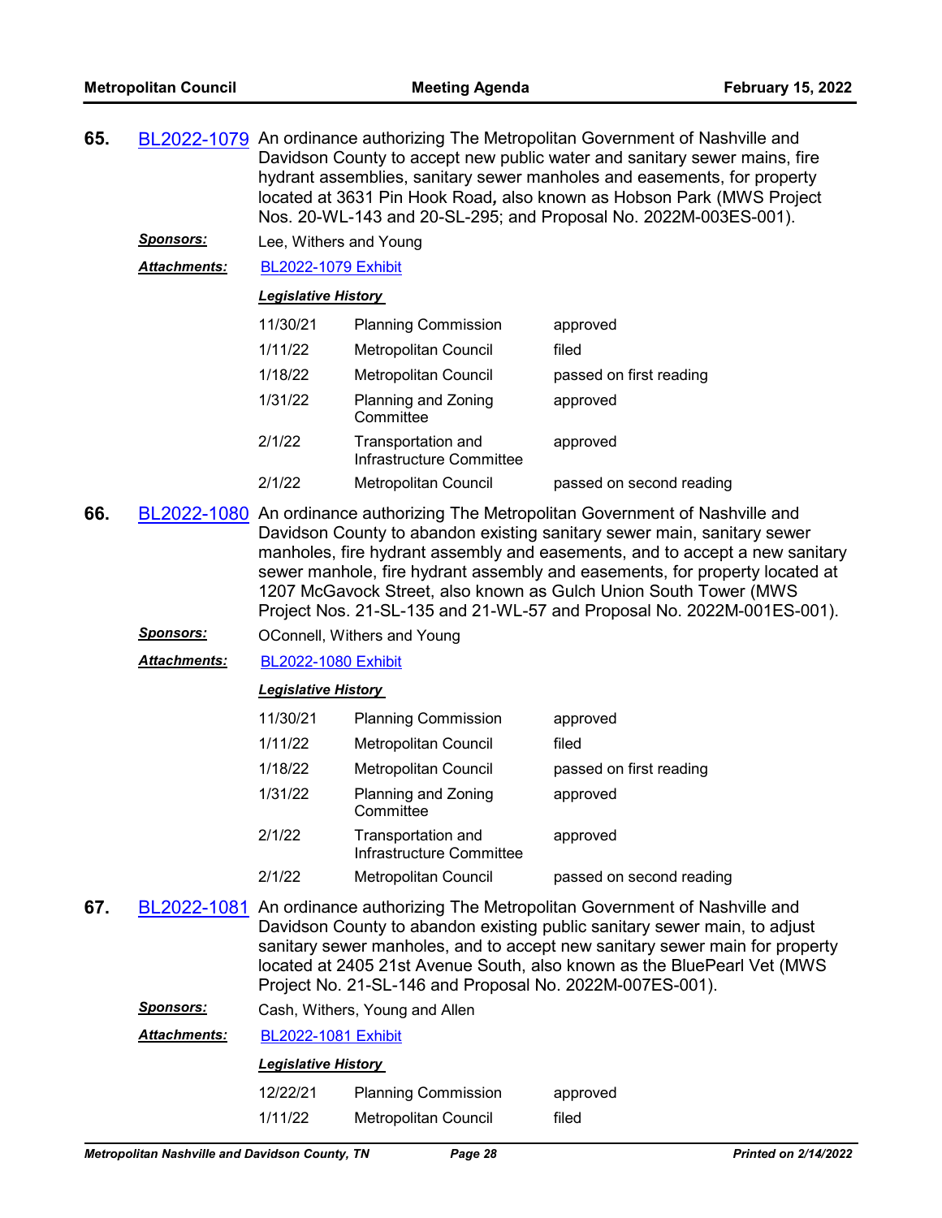**65.** BL2022-1079 An ordinance authorizing The Metropolitan Government of Nashville and Davidson County to accept new public water and sanitary sewer mains, fire hydrant assemblies, sanitary sewer manholes and easements, for property located at 3631 Pin Hook Road, also known as Hobson Park (MWS Project Nos. 20-WL-143 and 20-SL-295; and Proposal No. 2022M-003ES-001).

***Sponsors:*** Lee, Withers and Young

***Attachments:*** BL2022-1079 Exhibit

***Legislative History***

| | | |
|---|---|---|
| 11/30/21 | Planning Commission | approved |
| 1/11/22 | Metropolitan Council | filed |
| 1/18/22 | Metropolitan Council | passed on first reading |
| 1/31/22 | Planning and Zoning Committee | approved |
| 2/1/22 | Transportation and Infrastructure Committee | approved |
| 2/1/22 | Metropolitan Council | passed on second reading |

**66.** BL2022-1080 An ordinance authorizing The Metropolitan Government of Nashville and Davidson County to abandon existing sanitary sewer main, sanitary sewer manholes, fire hydrant assembly and easements, and to accept a new sanitary sewer manhole, fire hydrant assembly and easements, for property located at 1207 McGavock Street, also known as Gulch Union South Tower (MWS Project Nos. 21-SL-135 and 21-WL-57 and Proposal No. 2022M-001ES-001).

***Sponsors:*** OConnell, Withers and Young

***Attachments:*** BL2022-1080 Exhibit

***Legislative History***

| | | |
|---|---|---|
| 11/30/21 | Planning Commission | approved |
| 1/11/22 | Metropolitan Council | filed |
| 1/18/22 | Metropolitan Council | passed on first reading |
| 1/31/22 | Planning and Zoning Committee | approved |
| 2/1/22 | Transportation and Infrastructure Committee | approved |
| 2/1/22 | Metropolitan Council | passed on second reading |

**67.** BL2022-1081 An ordinance authorizing The Metropolitan Government of Nashville and Davidson County to abandon existing public sanitary sewer main, to adjust sanitary sewer manholes, and to accept new sanitary sewer main for property located at 2405 21st Avenue South, also known as the BluePearl Vet (MWS Project No. 21-SL-146 and Proposal No. 2022M-007ES-001).

***Sponsors:*** Cash, Withers, Young and Allen

***Attachments:*** BL2022-1081 Exhibit

***Legislative History***

| | | |
|---|---|---|
| 12/22/21 | Planning Commission | approved |
| 1/11/22 | Metropolitan Council | filed |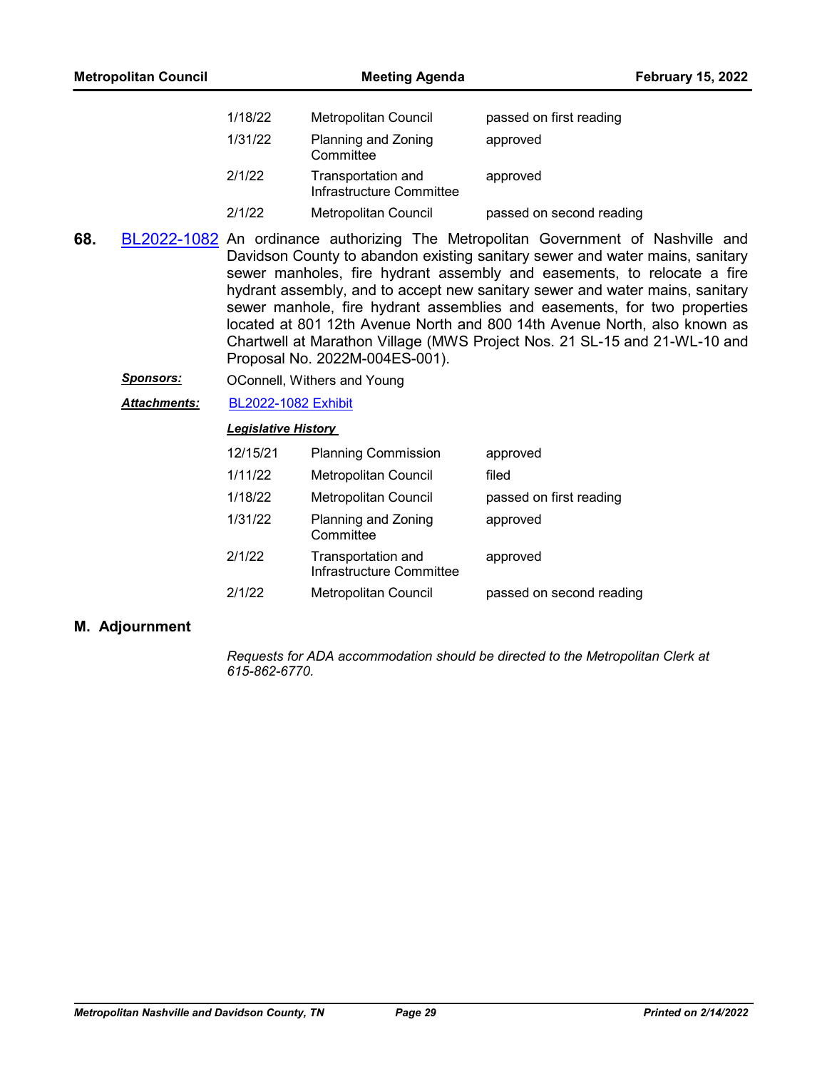| | | |
|---|---|---|
| 1/18/22 | Metropolitan Council | passed on first reading |
| 1/31/22 | Planning and Zoning Committee | approved |
| 2/1/22 | Transportation and Infrastructure Committee | approved |
| 2/1/22 | Metropolitan Council | passed on second reading |

**68.** BL2022-1082 An ordinance authorizing The Metropolitan Government of Nashville and Davidson County to abandon existing sanitary sewer and water mains, sanitary sewer manholes, fire hydrant assembly and easements, to relocate a fire hydrant assembly, and to accept new sanitary sewer and water mains, sanitary sewer manhole, fire hydrant assemblies and easements, for two properties located at 801 12th Avenue North and 800 14th Avenue North, also known as Chartwell at Marathon Village (MWS Project Nos. 21 SL-15 and 21-WL-10 and Proposal No. 2022M-004ES-001).

***Sponsors:*** OConnell, Withers and Young

***Attachments:*** BL2022-1082 Exhibit

***Legislative History***

| | | |
|---|---|---|
| 12/15/21 | Planning Commission | approved |
| 1/11/22 | Metropolitan Council | filed |
| 1/18/22 | Metropolitan Council | passed on first reading |
| 1/31/22 | Planning and Zoning Committee | approved |
| 2/1/22 | Transportation and Infrastructure Committee | approved |
| 2/1/22 | Metropolitan Council | passed on second reading |

## M. Adjournment

*Requests for ADA accommodation should be directed to the Metropolitan Clerk at 615-862-6770.*